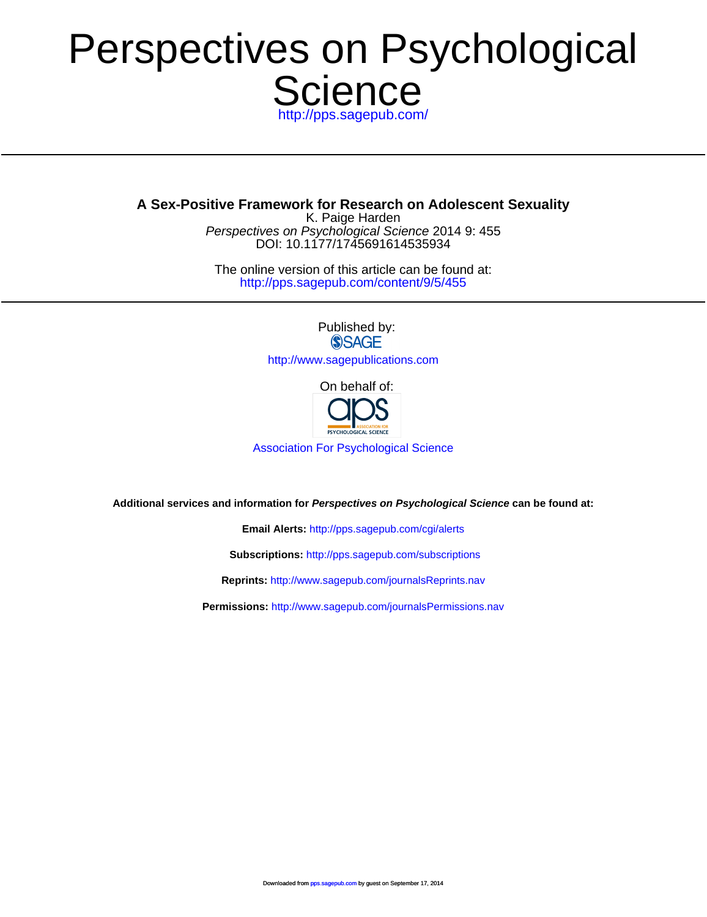# Perspectives on Psychological Science

http://pps.sagepub.com/

**A Sex-Positive Framework for Research on Adolescent Sexuality**

K. Paige Harden

*Perspectives on Psychological Science* 2014 9: 455

DOI: 10.1177/1745691614535934

The online version of this article can be found at:

http://pps.sagepub.com/content/9/5/455

Published by:

SAGE

http://www.sagepublications.com

On behalf of:

aps ASSOCIATION FOR PSYCHOLOGICAL SCIENCE

Association For Psychological Science

**Additional services and information for *Perspectives on Psychological Science* can be found at:**

**Email Alerts:** http://pps.sagepub.com/cgi/alerts

**Subscriptions:** http://pps.sagepub.com/subscriptions

**Reprints:** http://www.sagepub.com/journalsReprints.nav

**Permissions:** http://www.sagepub.com/journalsPermissions.nav

Downloaded from pps.sagepub.com by guest on September 17, 2014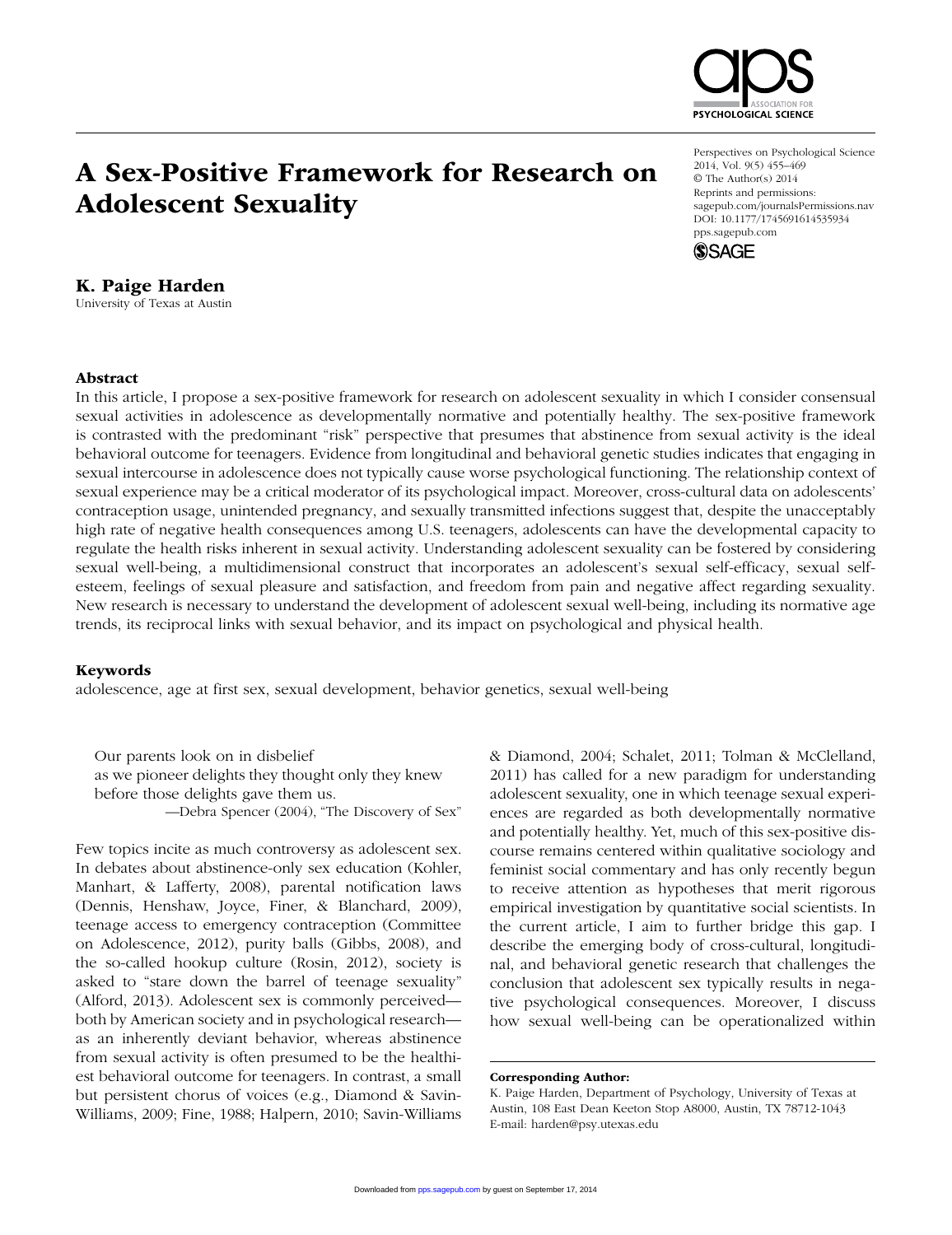# A Sex-Positive Framework for Research on Adolescent Sexuality

**K. Paige Harden**

University of Texas at Austin

Perspectives on Psychological Science
2014, Vol. 9(5) 455–469
© The Author(s) 2014
Reprints and permissions:
sagepub.com/journalsPermissions.nav
DOI: 10.1177/1745691614535934
pps.sagepub.com

## Abstract

In this article, I propose a sex-positive framework for research on adolescent sexuality in which I consider consensual sexual activities in adolescence as developmentally normative and potentially healthy. The sex-positive framework is contrasted with the predominant "risk" perspective that presumes that abstinence from sexual activity is the ideal behavioral outcome for teenagers. Evidence from longitudinal and behavioral genetic studies indicates that engaging in sexual intercourse in adolescence does not typically cause worse psychological functioning. The relationship context of sexual experience may be a critical moderator of its psychological impact. Moreover, cross-cultural data on adolescents' contraception usage, unintended pregnancy, and sexually transmitted infections suggest that, despite the unacceptably high rate of negative health consequences among U.S. teenagers, adolescents can have the developmental capacity to regulate the health risks inherent in sexual activity. Understanding adolescent sexuality can be fostered by considering sexual well-being, a multidimensional construct that incorporates an adolescent's sexual self-efficacy, sexual self-esteem, feelings of sexual pleasure and satisfaction, and freedom from pain and negative affect regarding sexuality. New research is necessary to understand the development of adolescent sexual well-being, including its normative age trends, its reciprocal links with sexual behavior, and its impact on psychological and physical health.

## Keywords

adolescence, age at first sex, sexual development, behavior genetics, sexual well-being

> Our parents look on in disbelief
> as we pioneer delights they thought only they knew
> before those delights gave them us.
>
> —Debra Spencer (2004), "The Discovery of Sex"

Few topics incite as much controversy as adolescent sex. In debates about abstinence-only sex education (Kohler, Manhart, & Lafferty, 2008), parental notification laws (Dennis, Henshaw, Joyce, Finer, & Blanchard, 2009), teenage access to emergency contraception (Committee on Adolescence, 2012), purity balls (Gibbs, 2008), and the so-called hookup culture (Rosin, 2012), society is asked to "stare down the barrel of teenage sexuality" (Alford, 2013). Adolescent sex is commonly perceived—both by American society and in psychological research—as an inherently deviant behavior, whereas abstinence from sexual activity is often presumed to be the healthiest behavioral outcome for teenagers. In contrast, a small but persistent chorus of voices (e.g., Diamond & Savin-Williams, 2009; Fine, 1988; Halpern, 2010; Savin-Williams & Diamond, 2004; Schalet, 2011; Tolman & McClelland, 2011) has called for a new paradigm for understanding adolescent sexuality, one in which teenage sexual experiences are regarded as both developmentally normative and potentially healthy. Yet, much of this sex-positive discourse remains centered within qualitative sociology and feminist social commentary and has only recently begun to receive attention as hypotheses that merit rigorous empirical investigation by quantitative social scientists. In the current article, I aim to further bridge this gap. I describe the emerging body of cross-cultural, longitudinal, and behavioral genetic research that challenges the conclusion that adolescent sex typically results in negative psychological consequences. Moreover, I discuss how sexual well-being can be operationalized within

**Corresponding Author:**
K. Paige Harden, Department of Psychology, University of Texas at Austin, 108 East Dean Keeton Stop A8000, Austin, TX 78712-1043
E-mail: harden@psy.utexas.edu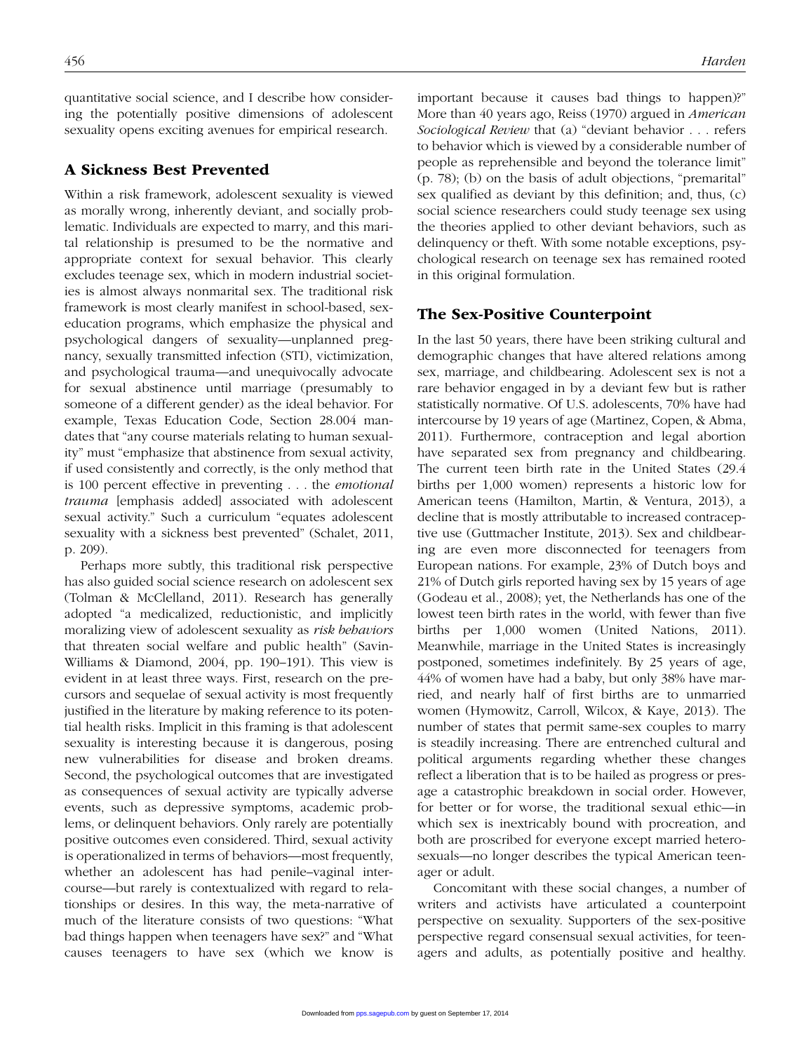quantitative social science, and I describe how considering the potentially positive dimensions of adolescent sexuality opens exciting avenues for empirical research.

## A Sickness Best Prevented

Within a risk framework, adolescent sexuality is viewed as morally wrong, inherently deviant, and socially problematic. Individuals are expected to marry, and this marital relationship is presumed to be the normative and appropriate context for sexual behavior. This clearly excludes teenage sex, which in modern industrial societies is almost always nonmarital sex. The traditional risk framework is most clearly manifest in school-based, sex-education programs, which emphasize the physical and psychological dangers of sexuality—unplanned pregnancy, sexually transmitted infection (STI), victimization, and psychological trauma—and unequivocally advocate for sexual abstinence until marriage (presumably to someone of a different gender) as the ideal behavior. For example, Texas Education Code, Section 28.004 mandates that "any course materials relating to human sexuality" must "emphasize that abstinence from sexual activity, if used consistently and correctly, is the only method that is 100 percent effective in preventing . . . the *emotional trauma* [emphasis added] associated with adolescent sexual activity." Such a curriculum "equates adolescent sexuality with a sickness best prevented" (Schalet, 2011, p. 209).

Perhaps more subtly, this traditional risk perspective has also guided social science research on adolescent sex (Tolman & McClelland, 2011). Research has generally adopted "a medicalized, reductionistic, and implicitly moralizing view of adolescent sexuality as *risk behaviors* that threaten social welfare and public health" (Savin-Williams & Diamond, 2004, pp. 190–191). This view is evident in at least three ways. First, research on the precursors and sequelae of sexual activity is most frequently justified in the literature by making reference to its potential health risks. Implicit in this framing is that adolescent sexuality is interesting because it is dangerous, posing new vulnerabilities for disease and broken dreams. Second, the psychological outcomes that are investigated as consequences of sexual activity are typically adverse events, such as depressive symptoms, academic problems, or delinquent behaviors. Only rarely are potentially positive outcomes even considered. Third, sexual activity is operationalized in terms of behaviors—most frequently, whether an adolescent has had penile–vaginal intercourse—but rarely is contextualized with regard to relationships or desires. In this way, the meta-narrative of much of the literature consists of two questions: "What bad things happen when teenagers have sex?" and "What causes teenagers to have sex (which we know is important because it causes bad things to happen)?" More than 40 years ago, Reiss (1970) argued in *American Sociological Review* that (a) "deviant behavior . . . refers to behavior which is viewed by a considerable number of people as reprehensible and beyond the tolerance limit" (p. 78); (b) on the basis of adult objections, "premarital" sex qualified as deviant by this definition; and, thus, (c) social science researchers could study teenage sex using the theories applied to other deviant behaviors, such as delinquency or theft. With some notable exceptions, psychological research on teenage sex has remained rooted in this original formulation.

## The Sex-Positive Counterpoint

In the last 50 years, there have been striking cultural and demographic changes that have altered relations among sex, marriage, and childbearing. Adolescent sex is not a rare behavior engaged in by a deviant few but is rather statistically normative. Of U.S. adolescents, 70% have had intercourse by 19 years of age (Martinez, Copen, & Abma, 2011). Furthermore, contraception and legal abortion have separated sex from pregnancy and childbearing. The current teen birth rate in the United States (29.4 births per 1,000 women) represents a historic low for American teens (Hamilton, Martin, & Ventura, 2013), a decline that is mostly attributable to increased contraceptive use (Guttmacher Institute, 2013). Sex and childbearing are even more disconnected for teenagers from European nations. For example, 23% of Dutch boys and 21% of Dutch girls reported having sex by 15 years of age (Godeau et al., 2008); yet, the Netherlands has one of the lowest teen birth rates in the world, with fewer than five births per 1,000 women (United Nations, 2011). Meanwhile, marriage in the United States is increasingly postponed, sometimes indefinitely. By 25 years of age, 44% of women have had a baby, but only 38% have married, and nearly half of first births are to unmarried women (Hymowitz, Carroll, Wilcox, & Kaye, 2013). The number of states that permit same-sex couples to marry is steadily increasing. There are entrenched cultural and political arguments regarding whether these changes reflect a liberation that is to be hailed as progress or presage a catastrophic breakdown in social order. However, for better or for worse, the traditional sexual ethic—in which sex is inextricably bound with procreation, and both are proscribed for everyone except married heterosexuals—no longer describes the typical American teenager or adult.

Concomitant with these social changes, a number of writers and activists have articulated a counterpoint perspective on sexuality. Supporters of the sex-positive perspective regard consensual sexual activities, for teenagers and adults, as potentially positive and healthy.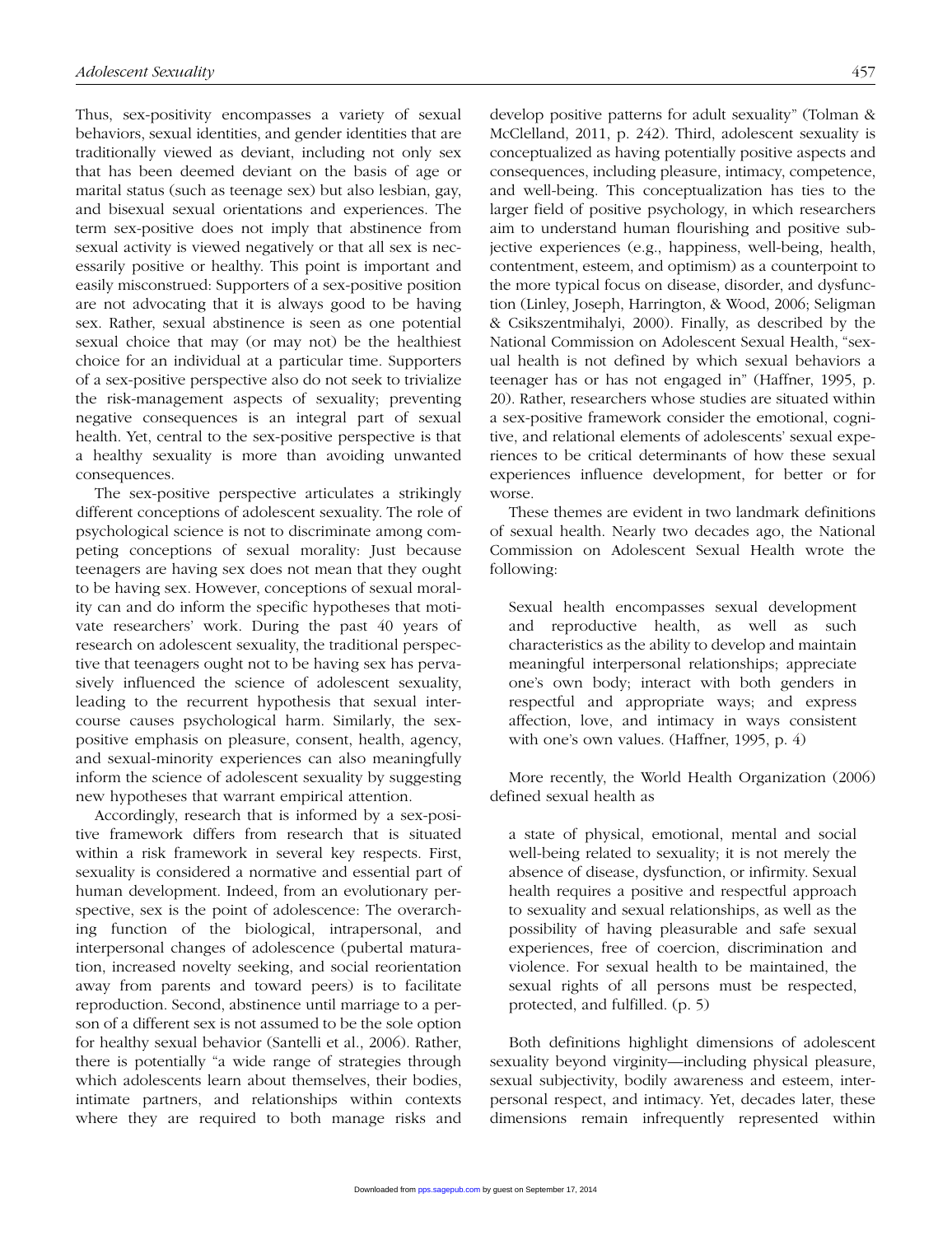Thus, sex-positivity encompasses a variety of sexual behaviors, sexual identities, and gender identities that are traditionally viewed as deviant, including not only sex that has been deemed deviant on the basis of age or marital status (such as teenage sex) but also lesbian, gay, and bisexual sexual orientations and experiences. The term sex-positive does not imply that abstinence from sexual activity is viewed negatively or that all sex is necessarily positive or healthy. This point is important and easily misconstrued: Supporters of a sex-positive position are not advocating that it is always good to be having sex. Rather, sexual abstinence is seen as one potential sexual choice that may (or may not) be the healthiest choice for an individual at a particular time. Supporters of a sex-positive perspective also do not seek to trivialize the risk-management aspects of sexuality; preventing negative consequences is an integral part of sexual health. Yet, central to the sex-positive perspective is that a healthy sexuality is more than avoiding unwanted consequences.

The sex-positive perspective articulates a strikingly different conceptions of adolescent sexuality. The role of psychological science is not to discriminate among competing conceptions of sexual morality: Just because teenagers are having sex does not mean that they ought to be having sex. However, conceptions of sexual morality can and do inform the specific hypotheses that motivate researchers' work. During the past 40 years of research on adolescent sexuality, the traditional perspective that teenagers ought not to be having sex has pervasively influenced the science of adolescent sexuality, leading to the recurrent hypothesis that sexual intercourse causes psychological harm. Similarly, the sex-positive emphasis on pleasure, consent, health, agency, and sexual-minority experiences can also meaningfully inform the science of adolescent sexuality by suggesting new hypotheses that warrant empirical attention.

Accordingly, research that is informed by a sex-positive framework differs from research that is situated within a risk framework in several key respects. First, sexuality is considered a normative and essential part of human development. Indeed, from an evolutionary perspective, sex is the point of adolescence: The overarching function of the biological, intrapersonal, and interpersonal changes of adolescence (pubertal maturation, increased novelty seeking, and social reorientation away from parents and toward peers) is to facilitate reproduction. Second, abstinence until marriage to a person of a different sex is not assumed to be the sole option for healthy sexual behavior (Santelli et al., 2006). Rather, there is potentially "a wide range of strategies through which adolescents learn about themselves, their bodies, intimate partners, and relationships within contexts where they are required to both manage risks and develop positive patterns for adult sexuality" (Tolman & McClelland, 2011, p. 242). Third, adolescent sexuality is conceptualized as having potentially positive aspects and consequences, including pleasure, intimacy, competence, and well-being. This conceptualization has ties to the larger field of positive psychology, in which researchers aim to understand human flourishing and positive subjective experiences (e.g., happiness, well-being, health, contentment, esteem, and optimism) as a counterpoint to the more typical focus on disease, disorder, and dysfunction (Linley, Joseph, Harrington, & Wood, 2006; Seligman & Csikszentmihalyi, 2000). Finally, as described by the National Commission on Adolescent Sexual Health, "sexual health is not defined by which sexual behaviors a teenager has or has not engaged in" (Haffner, 1995, p. 20). Rather, researchers whose studies are situated within a sex-positive framework consider the emotional, cognitive, and relational elements of adolescents' sexual experiences to be critical determinants of how these sexual experiences influence development, for better or for worse.

These themes are evident in two landmark definitions of sexual health. Nearly two decades ago, the National Commission on Adolescent Sexual Health wrote the following:

> Sexual health encompasses sexual development and reproductive health, as well as such characteristics as the ability to develop and maintain meaningful interpersonal relationships; appreciate one's own body; interact with both genders in respectful and appropriate ways; and express affection, love, and intimacy in ways consistent with one's own values. (Haffner, 1995, p. 4)

More recently, the World Health Organization (2006) defined sexual health as

> a state of physical, emotional, mental and social well-being related to sexuality; it is not merely the absence of disease, dysfunction, or infirmity. Sexual health requires a positive and respectful approach to sexuality and sexual relationships, as well as the possibility of having pleasurable and safe sexual experiences, free of coercion, discrimination and violence. For sexual health to be maintained, the sexual rights of all persons must be respected, protected, and fulfilled. (p. 5)

Both definitions highlight dimensions of adolescent sexuality beyond virginity—including physical pleasure, sexual subjectivity, bodily awareness and esteem, interpersonal respect, and intimacy. Yet, decades later, these dimensions remain infrequently represented within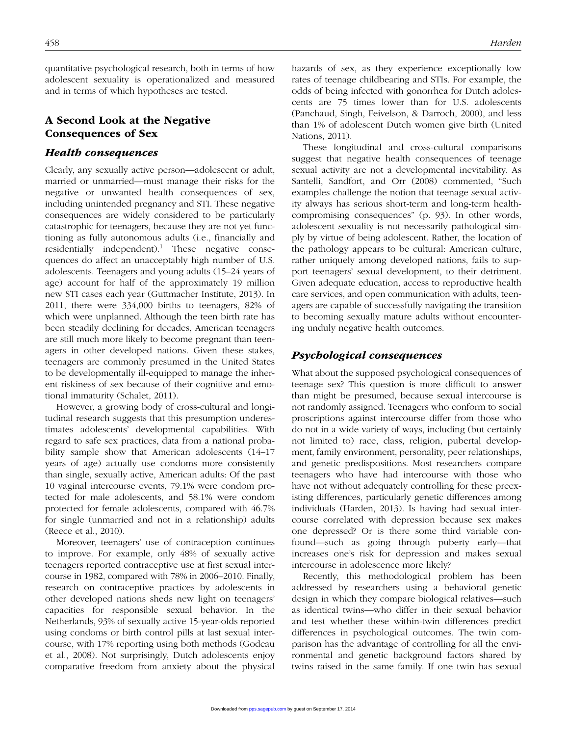quantitative psychological research, both in terms of how adolescent sexuality is operationalized and measured and in terms of which hypotheses are tested.

## A Second Look at the Negative Consequences of Sex

### *Health consequences*

Clearly, any sexually active person—adolescent or adult, married or unmarried—must manage their risks for the negative or unwanted health consequences of sex, including unintended pregnancy and STI. These negative consequences are widely considered to be particularly catastrophic for teenagers, because they are not yet functioning as fully autonomous adults (i.e., financially and residentially independent).[1] These negative consequences do affect an unacceptably high number of U.S. adolescents. Teenagers and young adults (15–24 years of age) account for half of the approximately 19 million new STI cases each year (Guttmacher Institute, 2013). In 2011, there were 334,000 births to teenagers, 82% of which were unplanned. Although the teen birth rate has been steadily declining for decades, American teenagers are still much more likely to become pregnant than teenagers in other developed nations. Given these stakes, teenagers are commonly presumed in the United States to be developmentally ill-equipped to manage the inherent riskiness of sex because of their cognitive and emotional immaturity (Schalet, 2011).

However, a growing body of cross-cultural and longitudinal research suggests that this presumption underestimates adolescents' developmental capabilities. With regard to safe sex practices, data from a national probability sample show that American adolescents (14–17 years of age) actually use condoms more consistently than single, sexually active, American adults: Of the past 10 vaginal intercourse events, 79.1% were condom protected for male adolescents, and 58.1% were condom protected for female adolescents, compared with 46.7% for single (unmarried and not in a relationship) adults (Reece et al., 2010).

Moreover, teenagers' use of contraception continues to improve. For example, only 48% of sexually active teenagers reported contraceptive use at first sexual intercourse in 1982, compared with 78% in 2006–2010. Finally, research on contraceptive practices by adolescents in other developed nations sheds new light on teenagers' capacities for responsible sexual behavior. In the Netherlands, 93% of sexually active 15-year-olds reported using condoms or birth control pills at last sexual intercourse, with 17% reporting using both methods (Godeau et al., 2008). Not surprisingly, Dutch adolescents enjoy comparative freedom from anxiety about the physical hazards of sex, as they experience exceptionally low rates of teenage childbearing and STIs. For example, the odds of being infected with gonorrhea for Dutch adolescents are 75 times lower than for U.S. adolescents (Panchaud, Singh, Feivelson, & Darroch, 2000), and less than 1% of adolescent Dutch women give birth (United Nations, 2011).

These longitudinal and cross-cultural comparisons suggest that negative health consequences of teenage sexual activity are not a developmental inevitability. As Santelli, Sandfort, and Orr (2008) commented, "Such examples challenge the notion that teenage sexual activity always has serious short-term and long-term health-compromising consequences" (p. 93). In other words, adolescent sexuality is not necessarily pathological simply by virtue of being adolescent. Rather, the location of the pathology appears to be cultural: American culture, rather uniquely among developed nations, fails to support teenagers' sexual development, to their detriment. Given adequate education, access to reproductive health care services, and open communication with adults, teenagers are capable of successfully navigating the transition to becoming sexually mature adults without encountering unduly negative health outcomes.

### *Psychological consequences*

What about the supposed psychological consequences of teenage sex? This question is more difficult to answer than might be presumed, because sexual intercourse is not randomly assigned. Teenagers who conform to social proscriptions against intercourse differ from those who do not in a wide variety of ways, including (but certainly not limited to) race, class, religion, pubertal development, family environment, personality, peer relationships, and genetic predispositions. Most researchers compare teenagers who have had intercourse with those who have not without adequately controlling for these preexisting differences, particularly genetic differences among individuals (Harden, 2013). Is having had sexual intercourse correlated with depression because sex makes one depressed? Or is there some third variable confound—such as going through puberty early—that increases one's risk for depression and makes sexual intercourse in adolescence more likely?

Recently, this methodological problem has been addressed by researchers using a behavioral genetic design in which they compare biological relatives—such as identical twins—who differ in their sexual behavior and test whether these within-twin differences predict differences in psychological outcomes. The twin comparison has the advantage of controlling for all the environmental and genetic background factors shared by twins raised in the same family. If one twin has sexual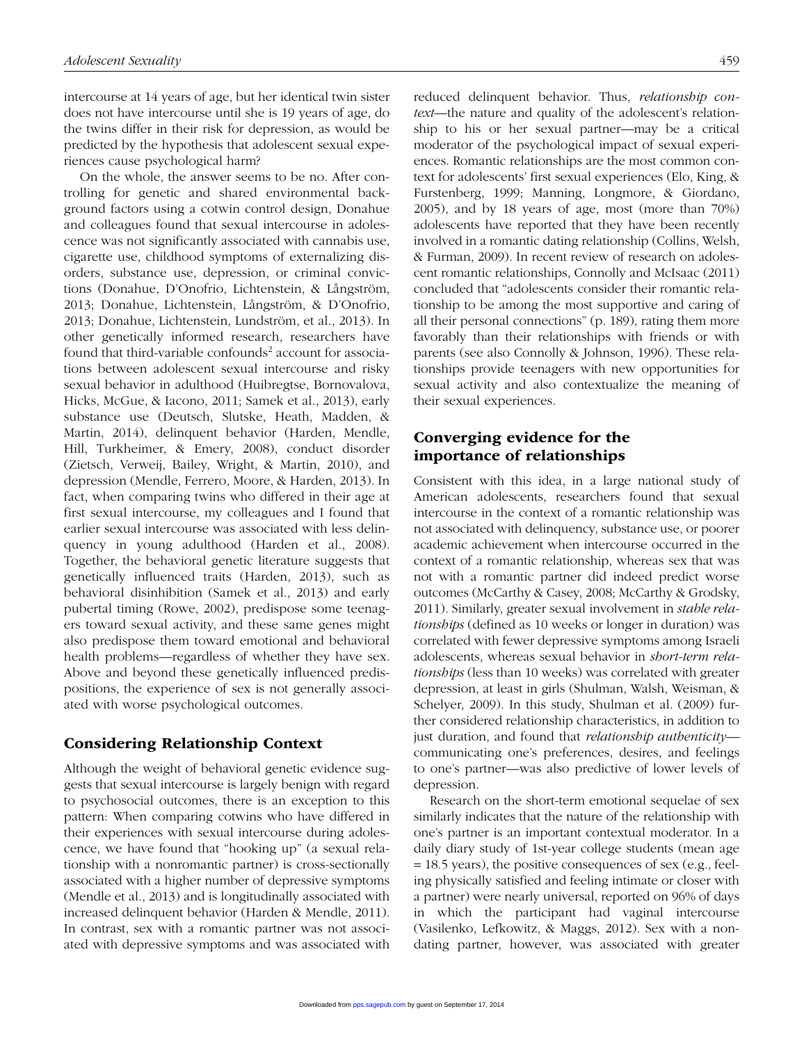intercourse at 14 years of age, but her identical twin sister does not have intercourse until she is 19 years of age, do the twins differ in their risk for depression, as would be predicted by the hypothesis that adolescent sexual experiences cause psychological harm?

On the whole, the answer seems to be no. After controlling for genetic and shared environmental background factors using a cotwin control design, Donahue and colleagues found that sexual intercourse in adolescence was not significantly associated with cannabis use, cigarette use, childhood symptoms of externalizing disorders, substance use, depression, or criminal convictions (Donahue, D'Onofrio, Lichtenstein, & Långström, 2013; Donahue, Lichtenstein, Långström, & D'Onofrio, 2013; Donahue, Lichtenstein, Lundström, et al., 2013). In other genetically informed research, researchers have found that third-variable confounds[2] account for associations between adolescent sexual intercourse and risky sexual behavior in adulthood (Huibregtse, Bornovalova, Hicks, McGue, & Iacono, 2011; Samek et al., 2013), early substance use (Deutsch, Slutske, Heath, Madden, & Martin, 2014), delinquent behavior (Harden, Mendle, Hill, Turkheimer, & Emery, 2008), conduct disorder (Zietsch, Verweij, Bailey, Wright, & Martin, 2010), and depression (Mendle, Ferrero, Moore, & Harden, 2013). In fact, when comparing twins who differed in their age at first sexual intercourse, my colleagues and I found that earlier sexual intercourse was associated with less delinquency in young adulthood (Harden et al., 2008). Together, the behavioral genetic literature suggests that genetically influenced traits (Harden, 2013), such as behavioral disinhibition (Samek et al., 2013) and early pubertal timing (Rowe, 2002), predispose some teenagers toward sexual activity, and these same genes might also predispose them toward emotional and behavioral health problems—regardless of whether they have sex. Above and beyond these genetically influenced predispositions, the experience of sex is not generally associated with worse psychological outcomes.

## Considering Relationship Context

Although the weight of behavioral genetic evidence suggests that sexual intercourse is largely benign with regard to psychosocial outcomes, there is an exception to this pattern: When comparing cotwins who have differed in their experiences with sexual intercourse during adolescence, we have found that "hooking up" (a sexual relationship with a nonromantic partner) is cross-sectionally associated with a higher number of depressive symptoms (Mendle et al., 2013) and is longitudinally associated with increased delinquent behavior (Harden & Mendle, 2011). In contrast, sex with a romantic partner was not associated with depressive symptoms and was associated with reduced delinquent behavior. Thus, *relationship context*—the nature and quality of the adolescent's relationship to his or her sexual partner—may be a critical moderator of the psychological impact of sexual experiences. Romantic relationships are the most common context for adolescents' first sexual experiences (Elo, King, & Furstenberg, 1999; Manning, Longmore, & Giordano, 2005), and by 18 years of age, most (more than 70%) adolescents have reported that they have been recently involved in a romantic dating relationship (Collins, Welsh, & Furman, 2009). In recent review of research on adolescent romantic relationships, Connolly and McIsaac (2011) concluded that "adolescents consider their romantic relationship to be among the most supportive and caring of all their personal connections" (p. 189), rating them more favorably than their relationships with friends or with parents (see also Connolly & Johnson, 1996). These relationships provide teenagers with new opportunities for sexual activity and also contextualize the meaning of their sexual experiences.

### Converging evidence for the importance of relationships

Consistent with this idea, in a large national study of American adolescents, researchers found that sexual intercourse in the context of a romantic relationship was not associated with delinquency, substance use, or poorer academic achievement when intercourse occurred in the context of a romantic relationship, whereas sex that was not with a romantic partner did indeed predict worse outcomes (McCarthy & Casey, 2008; McCarthy & Grodsky, 2011). Similarly, greater sexual involvement in *stable relationships* (defined as 10 weeks or longer in duration) was correlated with fewer depressive symptoms among Israeli adolescents, whereas sexual behavior in *short-term relationships* (less than 10 weeks) was correlated with greater depression, at least in girls (Shulman, Walsh, Weisman, & Schelyer, 2009). In this study, Shulman et al. (2009) further considered relationship characteristics, in addition to just duration, and found that *relationship authenticity*—communicating one's preferences, desires, and feelings to one's partner—was also predictive of lower levels of depression.

Research on the short-term emotional sequelae of sex similarly indicates that the nature of the relationship with one's partner is an important contextual moderator. In a daily diary study of 1st-year college students (mean age = 18.5 years), the positive consequences of sex (e.g., feeling physically satisfied and feeling intimate or closer with a partner) were nearly universal, reported on 96% of days in which the participant had vaginal intercourse (Vasilenko, Lefkowitz, & Maggs, 2012). Sex with a nondating partner, however, was associated with greater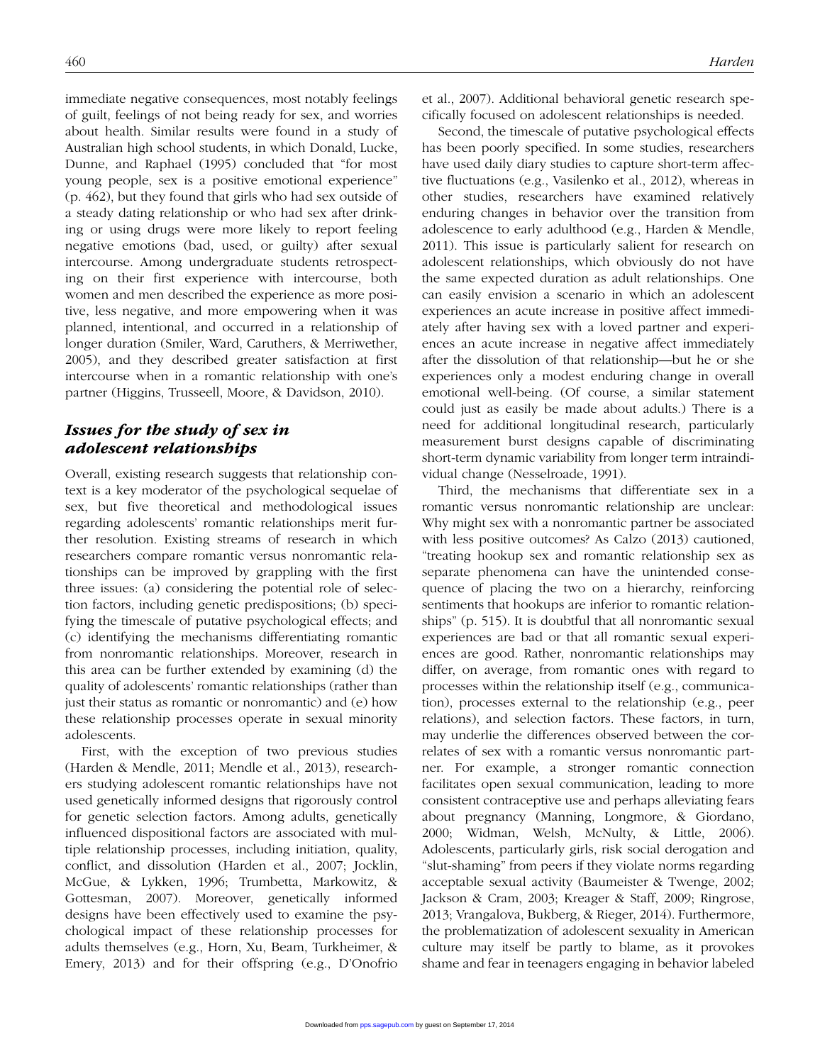immediate negative consequences, most notably feelings of guilt, feelings of not being ready for sex, and worries about health. Similar results were found in a study of Australian high school students, in which Donald, Lucke, Dunne, and Raphael (1995) concluded that "for most young people, sex is a positive emotional experience" (p. 462), but they found that girls who had sex outside of a steady dating relationship or who had sex after drinking or using drugs were more likely to report feeling negative emotions (bad, used, or guilty) after sexual intercourse. Among undergraduate students retrospecting on their first experience with intercourse, both women and men described the experience as more positive, less negative, and more empowering when it was planned, intentional, and occurred in a relationship of longer duration (Smiler, Ward, Caruthers, & Merriwether, 2005), and they described greater satisfaction at first intercourse when in a romantic relationship with one's partner (Higgins, Trusseell, Moore, & Davidson, 2010).

## *Issues for the study of sex in adolescent relationships*

Overall, existing research suggests that relationship context is a key moderator of the psychological sequelae of sex, but five theoretical and methodological issues regarding adolescents' romantic relationships merit further resolution. Existing streams of research in which researchers compare romantic versus nonromantic relationships can be improved by grappling with the first three issues: (a) considering the potential role of selection factors, including genetic predispositions; (b) specifying the timescale of putative psychological effects; and (c) identifying the mechanisms differentiating romantic from nonromantic relationships. Moreover, research in this area can be further extended by examining (d) the quality of adolescents' romantic relationships (rather than just their status as romantic or nonromantic) and (e) how these relationship processes operate in sexual minority adolescents.

First, with the exception of two previous studies (Harden & Mendle, 2011; Mendle et al., 2013), researchers studying adolescent romantic relationships have not used genetically informed designs that rigorously control for genetic selection factors. Among adults, genetically influenced dispositional factors are associated with multiple relationship processes, including initiation, quality, conflict, and dissolution (Harden et al., 2007; Jocklin, McGue, & Lykken, 1996; Trumbetta, Markowitz, & Gottesman, 2007). Moreover, genetically informed designs have been effectively used to examine the psychological impact of these relationship processes for adults themselves (e.g., Horn, Xu, Beam, Turkheimer, & Emery, 2013) and for their offspring (e.g., D'Onofrio et al., 2007). Additional behavioral genetic research specifically focused on adolescent relationships is needed.

Second, the timescale of putative psychological effects has been poorly specified. In some studies, researchers have used daily diary studies to capture short-term affective fluctuations (e.g., Vasilenko et al., 2012), whereas in other studies, researchers have examined relatively enduring changes in behavior over the transition from adolescence to early adulthood (e.g., Harden & Mendle, 2011). This issue is particularly salient for research on adolescent relationships, which obviously do not have the same expected duration as adult relationships. One can easily envision a scenario in which an adolescent experiences an acute increase in positive affect immediately after having sex with a loved partner and experiences an acute increase in negative affect immediately after the dissolution of that relationship—but he or she experiences only a modest enduring change in overall emotional well-being. (Of course, a similar statement could just as easily be made about adults.) There is a need for additional longitudinal research, particularly measurement burst designs capable of discriminating short-term dynamic variability from longer term intraindividual change (Nesselroade, 1991).

Third, the mechanisms that differentiate sex in a romantic versus nonromantic relationship are unclear: Why might sex with a nonromantic partner be associated with less positive outcomes? As Calzo (2013) cautioned, "treating hookup sex and romantic relationship sex as separate phenomena can have the unintended consequence of placing the two on a hierarchy, reinforcing sentiments that hookups are inferior to romantic relationships" (p. 515). It is doubtful that all nonromantic sexual experiences are bad or that all romantic sexual experiences are good. Rather, nonromantic relationships may differ, on average, from romantic ones with regard to processes within the relationship itself (e.g., communication), processes external to the relationship (e.g., peer relations), and selection factors. These factors, in turn, may underlie the differences observed between the correlates of sex with a romantic versus nonromantic partner. For example, a stronger romantic connection facilitates open sexual communication, leading to more consistent contraceptive use and perhaps alleviating fears about pregnancy (Manning, Longmore, & Giordano, 2000; Widman, Welsh, McNulty, & Little, 2006). Adolescents, particularly girls, risk social derogation and "slut-shaming" from peers if they violate norms regarding acceptable sexual activity (Baumeister & Twenge, 2002; Jackson & Cram, 2003; Kreager & Staff, 2009; Ringrose, 2013; Vrangalova, Bukberg, & Rieger, 2014). Furthermore, the problematization of adolescent sexuality in American culture may itself be partly to blame, as it provokes shame and fear in teenagers engaging in behavior labeled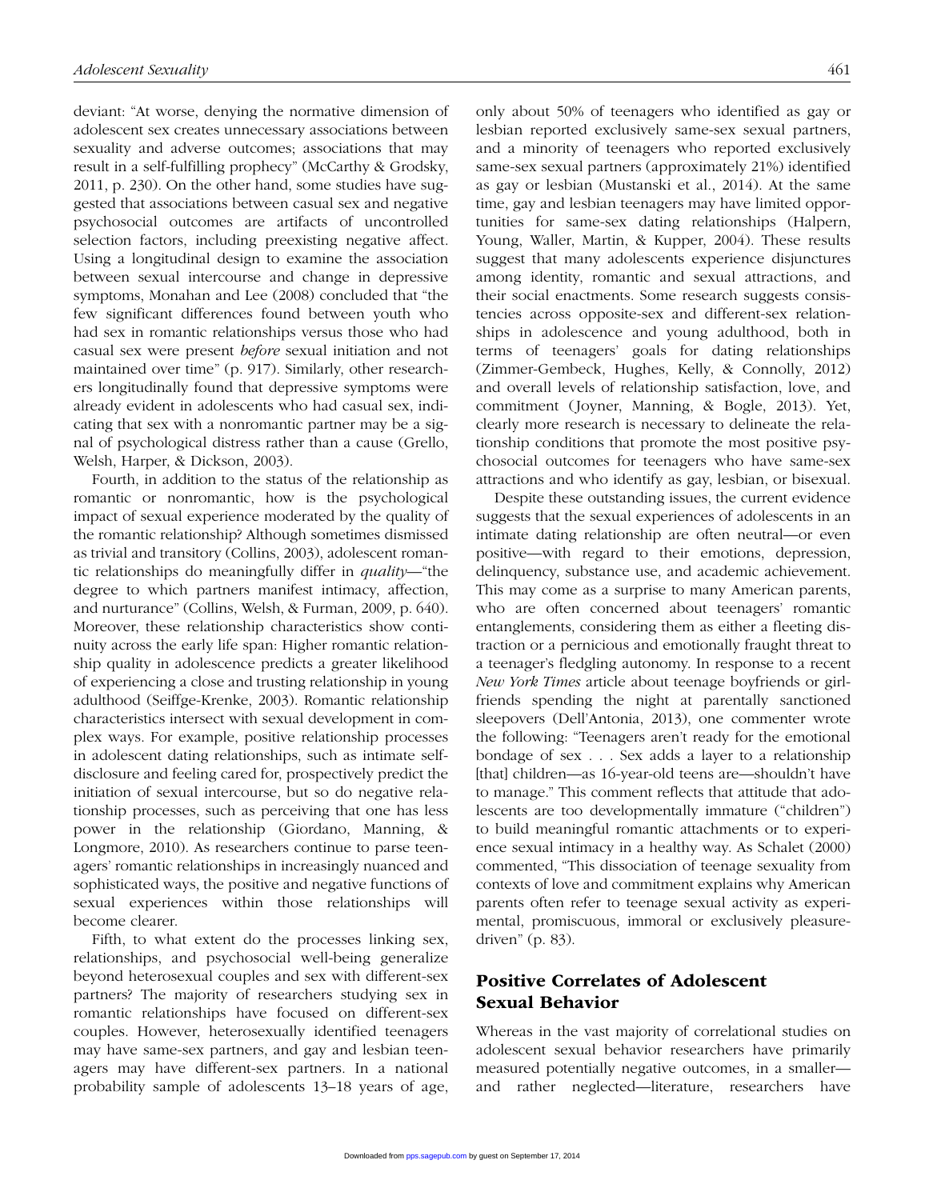deviant: "At worse, denying the normative dimension of adolescent sex creates unnecessary associations between sexuality and adverse outcomes; associations that may result in a self-fulfilling prophecy" (McCarthy & Grodsky, 2011, p. 230). On the other hand, some studies have suggested that associations between casual sex and negative psychosocial outcomes are artifacts of uncontrolled selection factors, including preexisting negative affect. Using a longitudinal design to examine the association between sexual intercourse and change in depressive symptoms, Monahan and Lee (2008) concluded that "the few significant differences found between youth who had sex in romantic relationships versus those who had casual sex were present *before* sexual initiation and not maintained over time" (p. 917). Similarly, other researchers longitudinally found that depressive symptoms were already evident in adolescents who had casual sex, indicating that sex with a nonromantic partner may be a signal of psychological distress rather than a cause (Grello, Welsh, Harper, & Dickson, 2003).

Fourth, in addition to the status of the relationship as romantic or nonromantic, how is the psychological impact of sexual experience moderated by the quality of the romantic relationship? Although sometimes dismissed as trivial and transitory (Collins, 2003), adolescent romantic relationships do meaningfully differ in *quality*—"the degree to which partners manifest intimacy, affection, and nurturance" (Collins, Welsh, & Furman, 2009, p. 640). Moreover, these relationship characteristics show continuity across the early life span: Higher romantic relationship quality in adolescence predicts a greater likelihood of experiencing a close and trusting relationship in young adulthood (Seiffge-Krenke, 2003). Romantic relationship characteristics intersect with sexual development in complex ways. For example, positive relationship processes in adolescent dating relationships, such as intimate self-disclosure and feeling cared for, prospectively predict the initiation of sexual intercourse, but so do negative relationship processes, such as perceiving that one has less power in the relationship (Giordano, Manning, & Longmore, 2010). As researchers continue to parse teenagers' romantic relationships in increasingly nuanced and sophisticated ways, the positive and negative functions of sexual experiences within those relationships will become clearer.

Fifth, to what extent do the processes linking sex, relationships, and psychosocial well-being generalize beyond heterosexual couples and sex with different-sex partners? The majority of researchers studying sex in romantic relationships have focused on different-sex couples. However, heterosexually identified teenagers may have same-sex partners, and gay and lesbian teenagers may have different-sex partners. In a national probability sample of adolescents 13–18 years of age, only about 50% of teenagers who identified as gay or lesbian reported exclusively same-sex sexual partners, and a minority of teenagers who reported exclusively same-sex sexual partners (approximately 21%) identified as gay or lesbian (Mustanski et al., 2014). At the same time, gay and lesbian teenagers may have limited opportunities for same-sex dating relationships (Halpern, Young, Waller, Martin, & Kupper, 2004). These results suggest that many adolescents experience disjunctures among identity, romantic and sexual attractions, and their social enactments. Some research suggests consistencies across opposite-sex and different-sex relationships in adolescence and young adulthood, both in terms of teenagers' goals for dating relationships (Zimmer-Gembeck, Hughes, Kelly, & Connolly, 2012) and overall levels of relationship satisfaction, love, and commitment (Joyner, Manning, & Bogle, 2013). Yet, clearly more research is necessary to delineate the relationship conditions that promote the most positive psychosocial outcomes for teenagers who have same-sex attractions and who identify as gay, lesbian, or bisexual.

Despite these outstanding issues, the current evidence suggests that the sexual experiences of adolescents in an intimate dating relationship are often neutral—or even positive—with regard to their emotions, depression, delinquency, substance use, and academic achievement. This may come as a surprise to many American parents, who are often concerned about teenagers' romantic entanglements, considering them as either a fleeting distraction or a pernicious and emotionally fraught threat to a teenager's fledgling autonomy. In response to a recent *New York Times* article about teenage boyfriends or girlfriends spending the night at parentally sanctioned sleepovers (Dell'Antonia, 2013), one commenter wrote the following: "Teenagers aren't ready for the emotional bondage of sex . . . Sex adds a layer to a relationship [that] children—as 16-year-old teens are—shouldn't have to manage." This comment reflects that attitude that adolescents are too developmentally immature ("children") to build meaningful romantic attachments or to experience sexual intimacy in a healthy way. As Schalet (2000) commented, "This dissociation of teenage sexuality from contexts of love and commitment explains why American parents often refer to teenage sexual activity as experimental, promiscuous, immoral or exclusively pleasure-driven" (p. 83).

## Positive Correlates of Adolescent Sexual Behavior

Whereas in the vast majority of correlational studies on adolescent sexual behavior researchers have primarily measured potentially negative outcomes, in a smaller—and rather neglected—literature, researchers have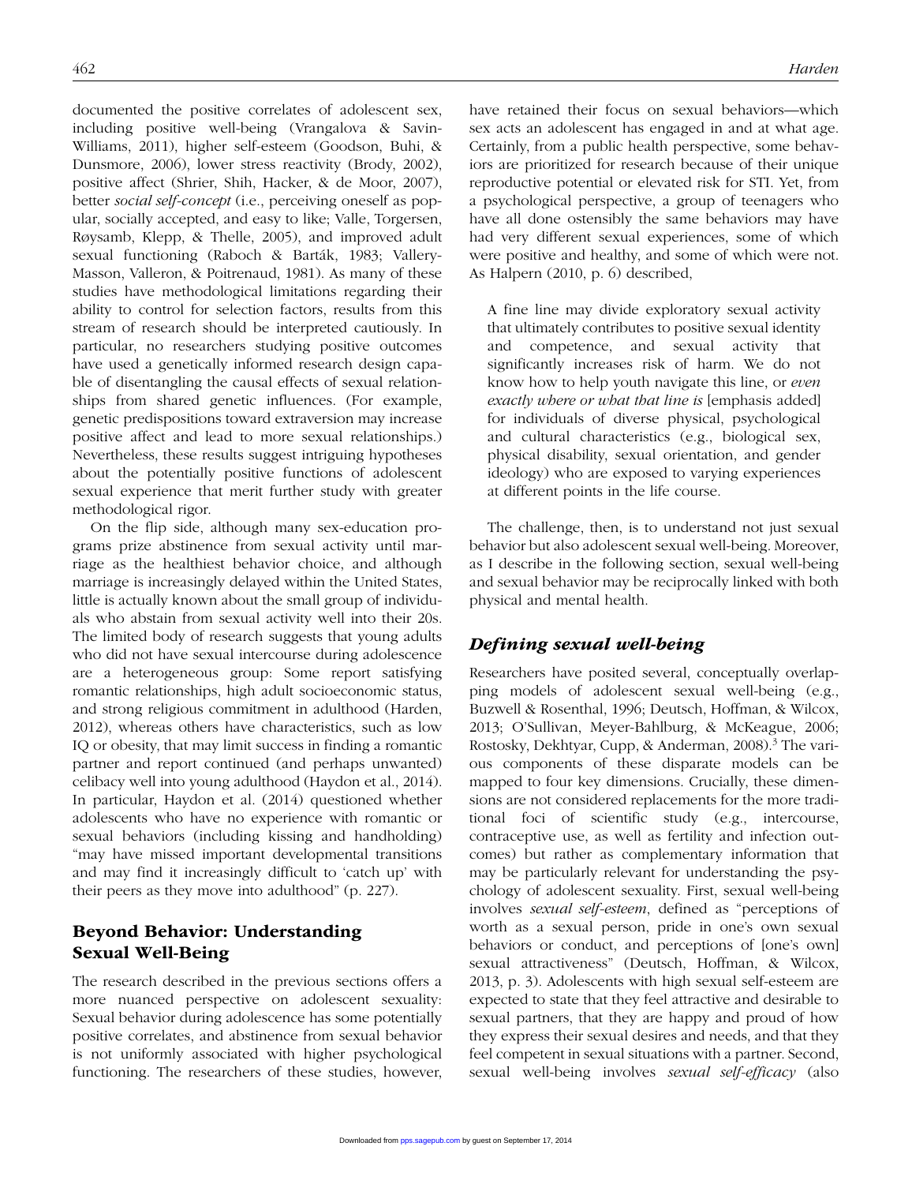documented the positive correlates of adolescent sex, including positive well-being (Vrangalova & Savin-Williams, 2011), higher self-esteem (Goodson, Buhi, & Dunsmore, 2006), lower stress reactivity (Brody, 2002), positive affect (Shrier, Shih, Hacker, & de Moor, 2007), better *social self-concept* (i.e., perceiving oneself as popular, socially accepted, and easy to like; Valle, Torgersen, Røysamb, Klepp, & Thelle, 2005), and improved adult sexual functioning (Raboch & Barták, 1983; Vallery-Masson, Valleron, & Poitrenaud, 1981). As many of these studies have methodological limitations regarding their ability to control for selection factors, results from this stream of research should be interpreted cautiously. In particular, no researchers studying positive outcomes have used a genetically informed research design capable of disentangling the causal effects of sexual relationships from shared genetic influences. (For example, genetic predispositions toward extraversion may increase positive affect and lead to more sexual relationships.) Nevertheless, these results suggest intriguing hypotheses about the potentially positive functions of adolescent sexual experience that merit further study with greater methodological rigor.

On the flip side, although many sex-education programs prize abstinence from sexual activity until marriage as the healthiest behavior choice, and although marriage is increasingly delayed within the United States, little is actually known about the small group of individuals who abstain from sexual activity well into their 20s. The limited body of research suggests that young adults who did not have sexual intercourse during adolescence are a heterogeneous group: Some report satisfying romantic relationships, high adult socioeconomic status, and strong religious commitment in adulthood (Harden, 2012), whereas others have characteristics, such as low IQ or obesity, that may limit success in finding a romantic partner and report continued (and perhaps unwanted) celibacy well into young adulthood (Haydon et al., 2014). In particular, Haydon et al. (2014) questioned whether adolescents who have no experience with romantic or sexual behaviors (including kissing and handholding) "may have missed important developmental transitions and may find it increasingly difficult to 'catch up' with their peers as they move into adulthood" (p. 227).

## Beyond Behavior: Understanding Sexual Well-Being

The research described in the previous sections offers a more nuanced perspective on adolescent sexuality: Sexual behavior during adolescence has some potentially positive correlates, and abstinence from sexual behavior is not uniformly associated with higher psychological functioning. The researchers of these studies, however, have retained their focus on sexual behaviors—which sex acts an adolescent has engaged in and at what age. Certainly, from a public health perspective, some behaviors are prioritized for research because of their unique reproductive potential or elevated risk for STI. Yet, from a psychological perspective, a group of teenagers who have all done ostensibly the same behaviors may have had very different sexual experiences, some of which were positive and healthy, and some of which were not. As Halpern (2010, p. 6) described,

> A fine line may divide exploratory sexual activity that ultimately contributes to positive sexual identity and competence, and sexual activity that significantly increases risk of harm. We do not know how to help youth navigate this line, or *even exactly where or what that line is* [emphasis added] for individuals of diverse physical, psychological and cultural characteristics (e.g., biological sex, physical disability, sexual orientation, and gender ideology) who are exposed to varying experiences at different points in the life course.

The challenge, then, is to understand not just sexual behavior but also adolescent sexual well-being. Moreover, as I describe in the following section, sexual well-being and sexual behavior may be reciprocally linked with both physical and mental health.

### *Defining sexual well-being*

Researchers have posited several, conceptually overlapping models of adolescent sexual well-being (e.g., Buzwell & Rosenthal, 1996; Deutsch, Hoffman, & Wilcox, 2013; O'Sullivan, Meyer-Bahlburg, & McKeague, 2006; Rostosky, Dekhtyar, Cupp, & Anderman, 2008).[3] The various components of these disparate models can be mapped to four key dimensions. Crucially, these dimensions are not considered replacements for the more traditional foci of scientific study (e.g., intercourse, contraceptive use, as well as fertility and infection outcomes) but rather as complementary information that may be particularly relevant for understanding the psychology of adolescent sexuality. First, sexual well-being involves *sexual self-esteem*, defined as "perceptions of worth as a sexual person, pride in one's own sexual behaviors or conduct, and perceptions of [one's own] sexual attractiveness" (Deutsch, Hoffman, & Wilcox, 2013, p. 3). Adolescents with high sexual self-esteem are expected to state that they feel attractive and desirable to sexual partners, that they are happy and proud of how they express their sexual desires and needs, and that they feel competent in sexual situations with a partner. Second, sexual well-being involves *sexual self-efficacy* (also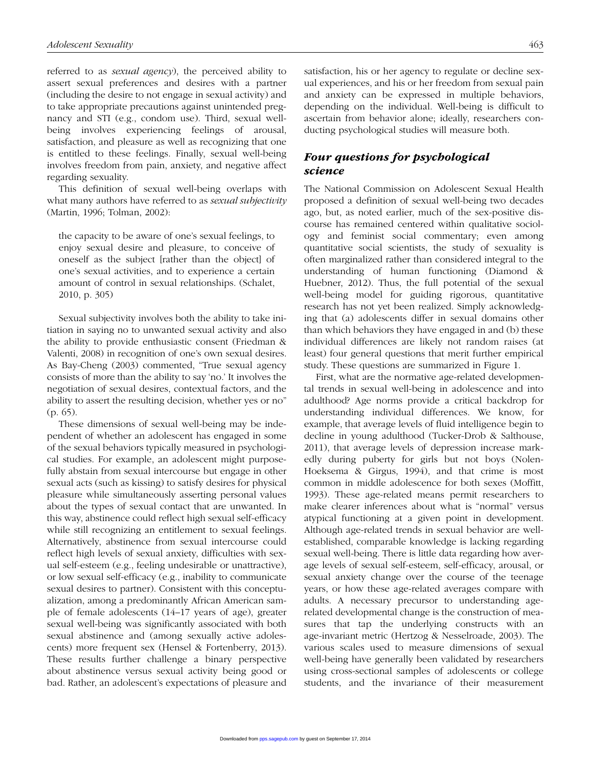referred to as *sexual agency*), the perceived ability to assert sexual preferences and desires with a partner (including the desire to not engage in sexual activity) and to take appropriate precautions against unintended pregnancy and STI (e.g., condom use). Third, sexual well-being involves experiencing feelings of arousal, satisfaction, and pleasure as well as recognizing that one is entitled to these feelings. Finally, sexual well-being involves freedom from pain, anxiety, and negative affect regarding sexuality.

This definition of sexual well-being overlaps with what many authors have referred to as *sexual subjectivity* (Martin, 1996; Tolman, 2002):

> the capacity to be aware of one's sexual feelings, to enjoy sexual desire and pleasure, to conceive of oneself as the subject [rather than the object] of one's sexual activities, and to experience a certain amount of control in sexual relationships. (Schalet, 2010, p. 305)

Sexual subjectivity involves both the ability to take initiation in saying no to unwanted sexual activity and also the ability to provide enthusiastic consent (Friedman & Valenti, 2008) in recognition of one's own sexual desires. As Bay-Cheng (2003) commented, "True sexual agency consists of more than the ability to say 'no.' It involves the negotiation of sexual desires, contextual factors, and the ability to assert the resulting decision, whether yes or no" (p. 65).

These dimensions of sexual well-being may be independent of whether an adolescent has engaged in some of the sexual behaviors typically measured in psychological studies. For example, an adolescent might purposefully abstain from sexual intercourse but engage in other sexual acts (such as kissing) to satisfy desires for physical pleasure while simultaneously asserting personal values about the types of sexual contact that are unwanted. In this way, abstinence could reflect high sexual self-efficacy while still recognizing an entitlement to sexual feelings. Alternatively, abstinence from sexual intercourse could reflect high levels of sexual anxiety, difficulties with sexual self-esteem (e.g., feeling undesirable or unattractive), or low sexual self-efficacy (e.g., inability to communicate sexual desires to partner). Consistent with this conceptualization, among a predominantly African American sample of female adolescents (14–17 years of age), greater sexual well-being was significantly associated with both sexual abstinence and (among sexually active adolescents) more frequent sex (Hensel & Fortenberry, 2013). These results further challenge a binary perspective about abstinence versus sexual activity being good or bad. Rather, an adolescent's expectations of pleasure and satisfaction, his or her agency to regulate or decline sexual experiences, and his or her freedom from sexual pain and anxiety can be expressed in multiple behaviors, depending on the individual. Well-being is difficult to ascertain from behavior alone; ideally, researchers conducting psychological studies will measure both.

## *Four questions for psychological science*

The National Commission on Adolescent Sexual Health proposed a definition of sexual well-being two decades ago, but, as noted earlier, much of the sex-positive discourse has remained centered within qualitative sociology and feminist social commentary; even among quantitative social scientists, the study of sexuality is often marginalized rather than considered integral to the understanding of human functioning (Diamond & Huebner, 2012). Thus, the full potential of the sexual well-being model for guiding rigorous, quantitative research has not yet been realized. Simply acknowledging that (a) adolescents differ in sexual domains other than which behaviors they have engaged in and (b) these individual differences are likely not random raises (at least) four general questions that merit further empirical study. These questions are summarized in Figure 1.

First, what are the normative age-related developmental trends in sexual well-being in adolescence and into adulthood? Age norms provide a critical backdrop for understanding individual differences. We know, for example, that average levels of fluid intelligence begin to decline in young adulthood (Tucker-Drob & Salthouse, 2011), that average levels of depression increase markedly during puberty for girls but not boys (Nolen-Hoeksema & Girgus, 1994), and that crime is most common in middle adolescence for both sexes (Moffitt, 1993). These age-related means permit researchers to make clearer inferences about what is "normal" versus atypical functioning at a given point in development. Although age-related trends in sexual behavior are well-established, comparable knowledge is lacking regarding sexual well-being. There is little data regarding how average levels of sexual self-esteem, self-efficacy, arousal, or sexual anxiety change over the course of the teenage years, or how these age-related averages compare with adults. A necessary precursor to understanding age-related developmental change is the construction of measures that tap the underlying constructs with an age-invariant metric (Hertzog & Nesselroade, 2003). The various scales used to measure dimensions of sexual well-being have generally been validated by researchers using cross-sectional samples of adolescents or college students, and the invariance of their measurement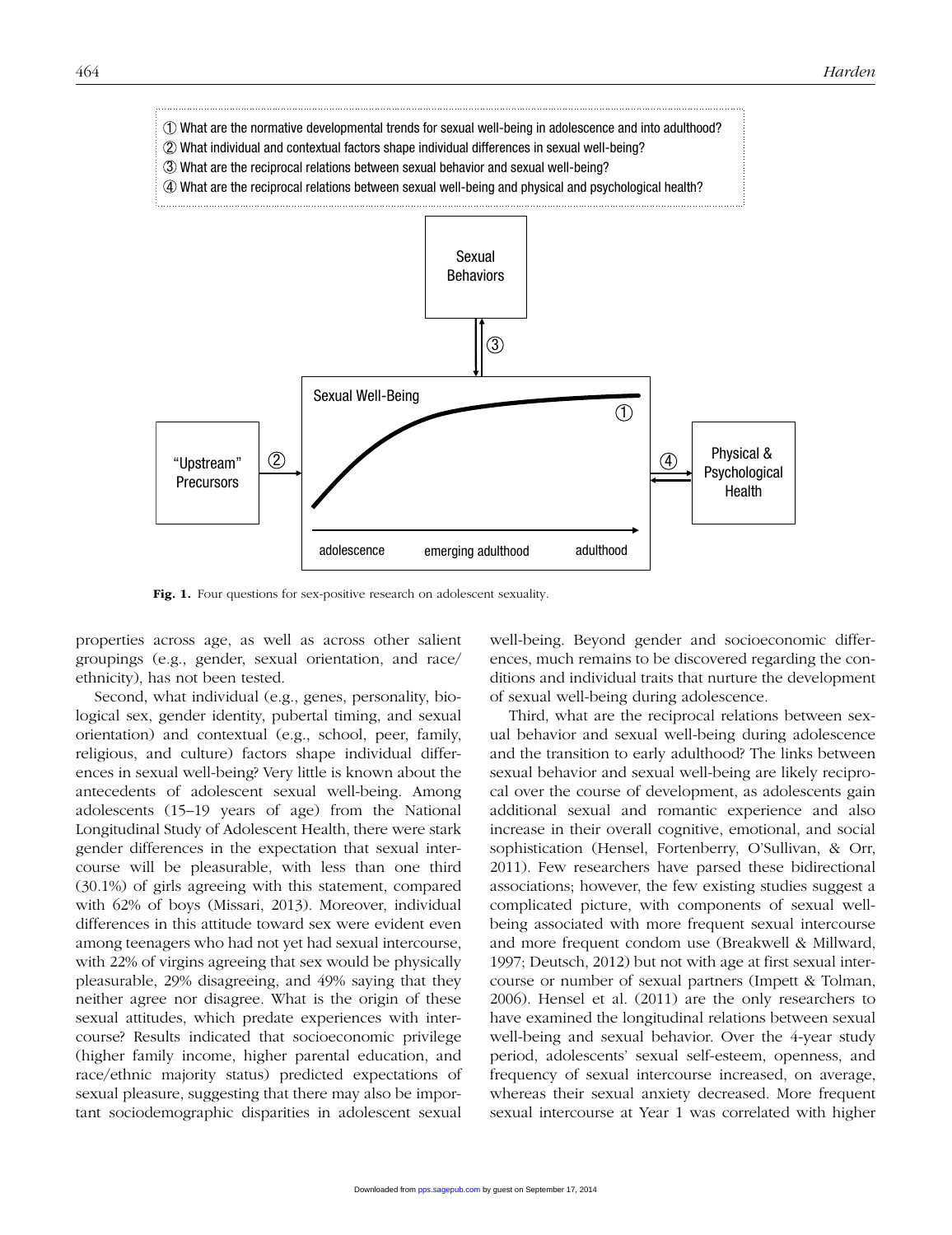① What are the normative developmental trends for sexual well-being in adolescence and into adulthood?
② What individual and contextual factors shape individual differences in sexual well-being?
③ What are the reciprocal relations between sexual behavior and sexual well-being?
④ What are the reciprocal relations between sexual well-being and physical and psychological health?

Sexual Behaviors

③

Sexual Well-Being

①

"Upstream" Precursors

②

④

Physical & Psychological Health

adolescence — emerging adulthood — adulthood

**Fig. 1.** Four questions for sex-positive research on adolescent sexuality.

properties across age, as well as across other salient groupings (e.g., gender, sexual orientation, and race/ethnicity), has not been tested.

Second, what individual (e.g., genes, personality, biological sex, gender identity, pubertal timing, and sexual orientation) and contextual (e.g., school, peer, family, religious, and culture) factors shape individual differences in sexual well-being? Very little is known about the antecedents of adolescent sexual well-being. Among adolescents (15–19 years of age) from the National Longitudinal Study of Adolescent Health, there were stark gender differences in the expectation that sexual intercourse will be pleasurable, with less than one third (30.1%) of girls agreeing with this statement, compared with 62% of boys (Missari, 2013). Moreover, individual differences in this attitude toward sex were evident even among teenagers who had not yet had sexual intercourse, with 22% of virgins agreeing that sex would be physically pleasurable, 29% disagreeing, and 49% saying that they neither agree nor disagree. What is the origin of these sexual attitudes, which predate experiences with intercourse? Results indicated that socioeconomic privilege (higher family income, higher parental education, and race/ethnic majority status) predicted expectations of sexual pleasure, suggesting that there may also be important sociodemographic disparities in adolescent sexual well-being. Beyond gender and socioeconomic differences, much remains to be discovered regarding the conditions and individual traits that nurture the development of sexual well-being during adolescence.

Third, what are the reciprocal relations between sexual behavior and sexual well-being during adolescence and the transition to early adulthood? The links between sexual behavior and sexual well-being are likely reciprocal over the course of development, as adolescents gain additional sexual and romantic experience and also increase in their overall cognitive, emotional, and social sophistication (Hensel, Fortenberry, O'Sullivan, & Orr, 2011). Few researchers have parsed these bidirectional associations; however, the few existing studies suggest a complicated picture, with components of sexual well-being associated with more frequent sexual intercourse and more frequent condom use (Breakwell & Millward, 1997; Deutsch, 2012) but not with age at first sexual intercourse or number of sexual partners (Impett & Tolman, 2006). Hensel et al. (2011) are the only researchers to have examined the longitudinal relations between sexual well-being and sexual behavior. Over the 4-year study period, adolescents' sexual self-esteem, openness, and frequency of sexual intercourse increased, on average, whereas their sexual anxiety decreased. More frequent sexual intercourse at Year 1 was correlated with higher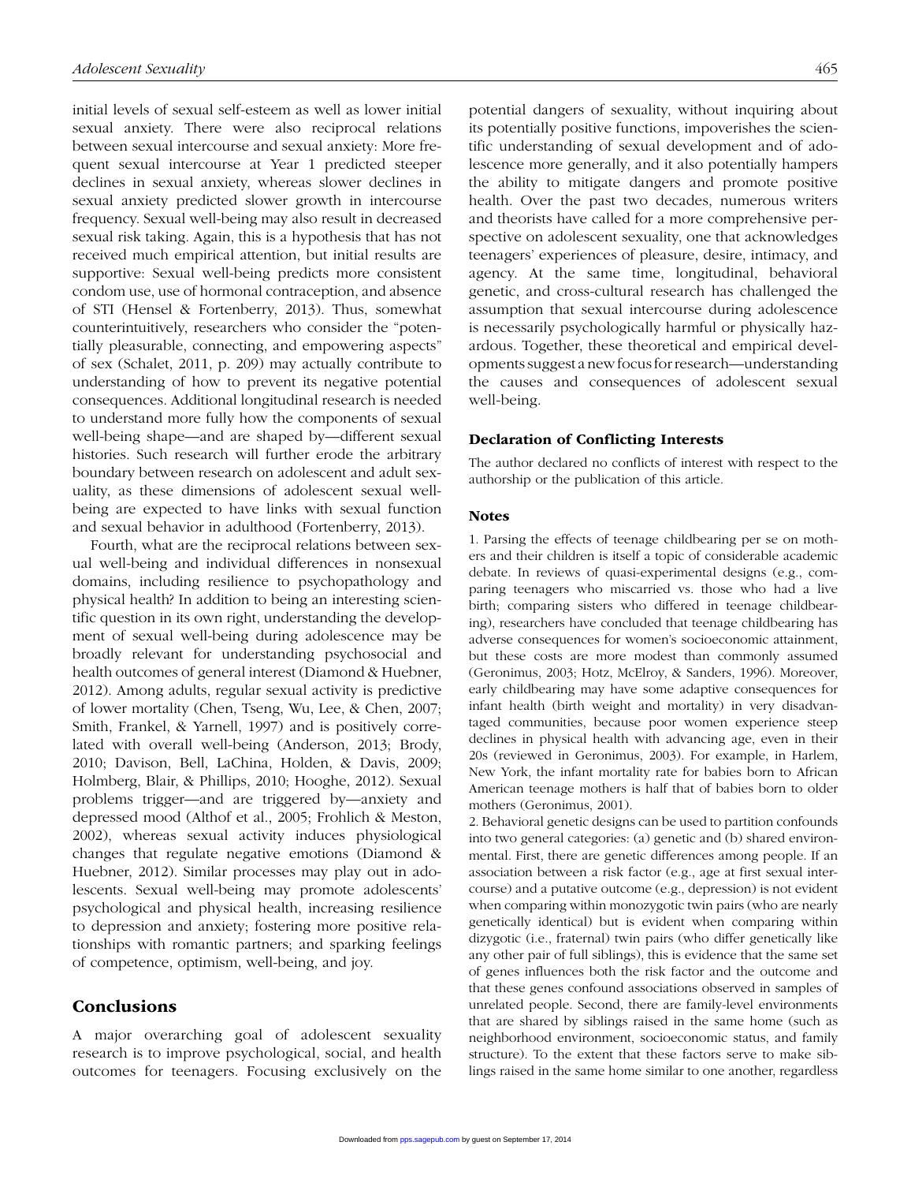initial levels of sexual self-esteem as well as lower initial sexual anxiety. There were also reciprocal relations between sexual intercourse and sexual anxiety: More frequent sexual intercourse at Year 1 predicted steeper declines in sexual anxiety, whereas slower declines in sexual anxiety predicted slower growth in intercourse frequency. Sexual well-being may also result in decreased sexual risk taking. Again, this is a hypothesis that has not received much empirical attention, but initial results are supportive: Sexual well-being predicts more consistent condom use, use of hormonal contraception, and absence of STI (Hensel & Fortenberry, 2013). Thus, somewhat counterintuitively, researchers who consider the "potentially pleasurable, connecting, and empowering aspects" of sex (Schalet, 2011, p. 209) may actually contribute to understanding of how to prevent its negative potential consequences. Additional longitudinal research is needed to understand more fully how the components of sexual well-being shape—and are shaped by—different sexual histories. Such research will further erode the arbitrary boundary between research on adolescent and adult sexuality, as these dimensions of adolescent sexual well-being are expected to have links with sexual function and sexual behavior in adulthood (Fortenberry, 2013).

Fourth, what are the reciprocal relations between sexual well-being and individual differences in nonsexual domains, including resilience to psychopathology and physical health? In addition to being an interesting scientific question in its own right, understanding the development of sexual well-being during adolescence may be broadly relevant for understanding psychosocial and health outcomes of general interest (Diamond & Huebner, 2012). Among adults, regular sexual activity is predictive of lower mortality (Chen, Tseng, Wu, Lee, & Chen, 2007; Smith, Frankel, & Yarnell, 1997) and is positively correlated with overall well-being (Anderson, 2013; Brody, 2010; Davison, Bell, LaChina, Holden, & Davis, 2009; Holmberg, Blair, & Phillips, 2010; Hooghe, 2012). Sexual problems trigger—and are triggered by—anxiety and depressed mood (Althof et al., 2005; Frohlich & Meston, 2002), whereas sexual activity induces physiological changes that regulate negative emotions (Diamond & Huebner, 2012). Similar processes may play out in adolescents. Sexual well-being may promote adolescents' psychological and physical health, increasing resilience to depression and anxiety; fostering more positive relationships with romantic partners; and sparking feelings of competence, optimism, well-being, and joy.

## Conclusions

A major overarching goal of adolescent sexuality research is to improve psychological, social, and health outcomes for teenagers. Focusing exclusively on the potential dangers of sexuality, without inquiring about its potentially positive functions, impoverishes the scientific understanding of sexual development and of adolescence more generally, and it also potentially hampers the ability to mitigate dangers and promote positive health. Over the past two decades, numerous writers and theorists have called for a more comprehensive perspective on adolescent sexuality, one that acknowledges teenagers' experiences of pleasure, desire, intimacy, and agency. At the same time, longitudinal, behavioral genetic, and cross-cultural research has challenged the assumption that sexual intercourse during adolescence is necessarily psychologically harmful or physically hazardous. Together, these theoretical and empirical developments suggest a new focus for research—understanding the causes and consequences of adolescent sexual well-being.

### Declaration of Conflicting Interests

The author declared no conflicts of interest with respect to the authorship or the publication of this article.

### Notes

1. Parsing the effects of teenage childbearing per se on mothers and their children is itself a topic of considerable academic debate. In reviews of quasi-experimental designs (e.g., comparing teenagers who miscarried vs. those who had a live birth; comparing sisters who differed in teenage childbearing), researchers have concluded that teenage childbearing has adverse consequences for women's socioeconomic attainment, but these costs are more modest than commonly assumed (Geronimus, 2003; Hotz, McElroy, & Sanders, 1996). Moreover, early childbearing may have some adaptive consequences for infant health (birth weight and mortality) in very disadvantaged communities, because poor women experience steep declines in physical health with advancing age, even in their 20s (reviewed in Geronimus, 2003). For example, in Harlem, New York, the infant mortality rate for babies born to African American teenage mothers is half that of babies born to older mothers (Geronimus, 2001).

2. Behavioral genetic designs can be used to partition confounds into two general categories: (a) genetic and (b) shared environmental. First, there are genetic differences among people. If an association between a risk factor (e.g., age at first sexual intercourse) and a putative outcome (e.g., depression) is not evident when comparing within monozygotic twin pairs (who are nearly genetically identical) but is evident when comparing within dizygotic (i.e., fraternal) twin pairs (who differ genetically like any other pair of full siblings), this is evidence that the same set of genes influences both the risk factor and the outcome and that these genes confound associations observed in samples of unrelated people. Second, there are family-level environments that are shared by siblings raised in the same home (such as neighborhood environment, socioeconomic status, and family structure). To the extent that these factors serve to make siblings raised in the same home similar to one another, regardless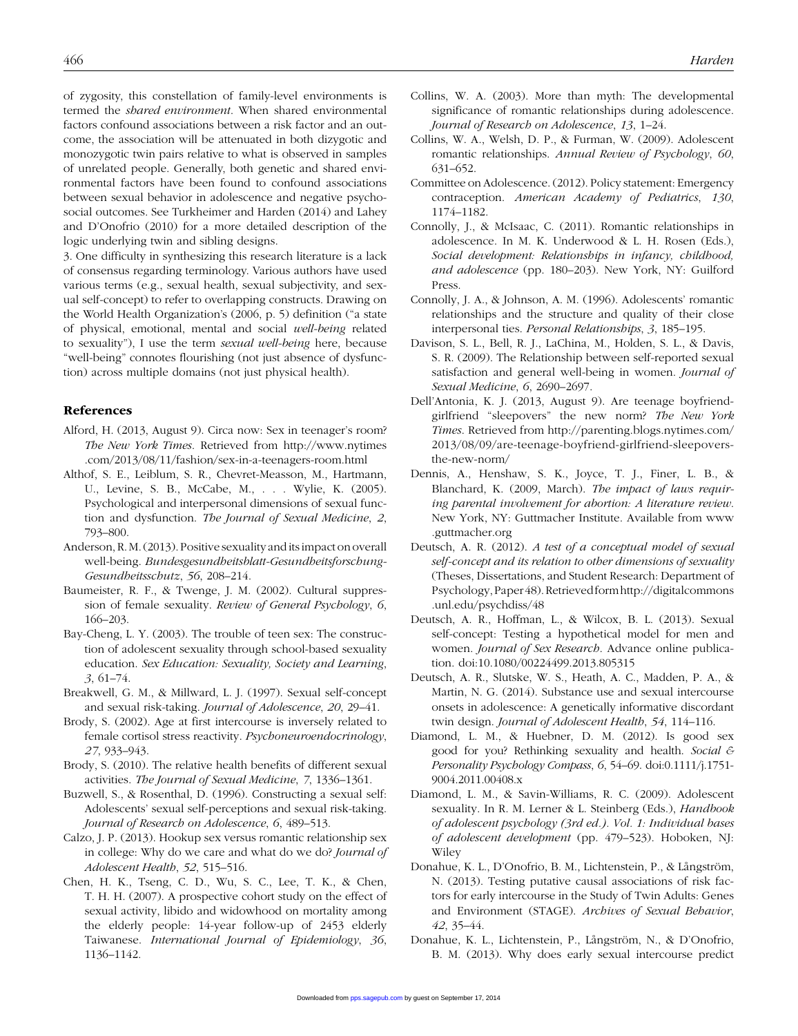of zygosity, this constellation of family-level environments is termed the *shared environment*. When shared environmental factors confound associations between a risk factor and an outcome, the association will be attenuated in both dizygotic and monozygotic twin pairs relative to what is observed in samples of unrelated people. Generally, both genetic and shared environmental factors have been found to confound associations between sexual behavior in adolescence and negative psychosocial outcomes. See Turkheimer and Harden (2014) and Lahey and D'Onofrio (2010) for a more detailed description of the logic underlying twin and sibling designs.

3. One difficulty in synthesizing this research literature is a lack of consensus regarding terminology. Various authors have used various terms (e.g., sexual health, sexual subjectivity, and sexual self-concept) to refer to overlapping constructs. Drawing on the World Health Organization's (2006, p. 5) definition ("a state of physical, emotional, mental and social *well-being* related to sexuality"), I use the term *sexual well-being* here, because "well-being" connotes flourishing (not just absence of dysfunction) across multiple domains (not just physical health).

## References

Alford, H. (2013, August 9). Circa now: Sex in teenager's room? *The New York Times*. Retrieved from http://www.nytimes.com/2013/08/11/fashion/sex-in-a-teenagers-room.html

Althof, S. E., Leiblum, S. R., Chevret-Measson, M., Hartmann, U., Levine, S. B., McCabe, M., . . . Wylie, K. (2005). Psychological and interpersonal dimensions of sexual function and dysfunction. *The Journal of Sexual Medicine*, *2*, 793–800.

Anderson, R. M. (2013). Positive sexuality and its impact on overall well-being. *Bundesgesundheitsblatt-Gesundheitsforschung-Gesundheitsschutz*, *56*, 208–214.

Baumeister, R. F., & Twenge, J. M. (2002). Cultural suppression of female sexuality. *Review of General Psychology*, *6*, 166–203.

Bay-Cheng, L. Y. (2003). The trouble of teen sex: The construction of adolescent sexuality through school-based sexuality education. *Sex Education: Sexuality, Society and Learning*, *3*, 61–74.

Breakwell, G. M., & Millward, L. J. (1997). Sexual self-concept and sexual risk-taking. *Journal of Adolescence*, *20*, 29–41.

Brody, S. (2002). Age at first intercourse is inversely related to female cortisol stress reactivity. *Psychoneuroendocrinology*, *27*, 933–943.

Brody, S. (2010). The relative health benefits of different sexual activities. *The Journal of Sexual Medicine*, *7*, 1336–1361.

Buzwell, S., & Rosenthal, D. (1996). Constructing a sexual self: Adolescents' sexual self-perceptions and sexual risk-taking. *Journal of Research on Adolescence*, *6*, 489–513.

Calzo, J. P. (2013). Hookup sex versus romantic relationship sex in college: Why do we care and what do we do? *Journal of Adolescent Health*, *52*, 515–516.

Chen, H. K., Tseng, C. D., Wu, S. C., Lee, T. K., & Chen, T. H. H. (2007). A prospective cohort study on the effect of sexual activity, libido and widowhood on mortality among the elderly people: 14-year follow-up of 2453 elderly Taiwanese. *International Journal of Epidemiology*, *36*, 1136–1142.

Collins, W. A. (2003). More than myth: The developmental significance of romantic relationships during adolescence. *Journal of Research on Adolescence*, *13*, 1–24.

Collins, W. A., Welsh, D. P., & Furman, W. (2009). Adolescent romantic relationships. *Annual Review of Psychology*, *60*, 631–652.

Committee on Adolescence. (2012). Policy statement: Emergency contraception. *American Academy of Pediatrics*, *130*, 1174–1182.

Connolly, J., & McIsaac, C. (2011). Romantic relationships in adolescence. In M. K. Underwood & L. H. Rosen (Eds.), *Social development: Relationships in infancy, childhood, and adolescence* (pp. 180–203). New York, NY: Guilford Press.

Connolly, J. A., & Johnson, A. M. (1996). Adolescents' romantic relationships and the structure and quality of their close interpersonal ties. *Personal Relationships*, *3*, 185–195.

Davison, S. L., Bell, R. J., LaChina, M., Holden, S. L., & Davis, S. R. (2009). The Relationship between self-reported sexual satisfaction and general well-being in women. *Journal of Sexual Medicine*, *6*, 2690–2697.

Dell'Antonia, K. J. (2013, August 9). Are teenage boyfriend-girlfriend "sleepovers" the new norm? *The New York Times*. Retrieved from http://parenting.blogs.nytimes.com/2013/08/09/are-teenage-boyfriend-girlfriend-sleepovers-the-new-norm/

Dennis, A., Henshaw, S. K., Joyce, T. J., Finer, L. B., & Blanchard, K. (2009, March). *The impact of laws requiring parental involvement for abortion: A literature review*. New York, NY: Guttmacher Institute. Available from www.guttmacher.org

Deutsch, A. R. (2012). *A test of a conceptual model of sexual self-concept and its relation to other dimensions of sexuality* (Theses, Dissertations, and Student Research: Department of Psychology, Paper 48). Retrieved form http://digitalcommons.unl.edu/psychdiss/48

Deutsch, A. R., Hoffman, L., & Wilcox, B. L. (2013). Sexual self-concept: Testing a hypothetical model for men and women. *Journal of Sex Research*. Advance online publication. doi:10.1080/00224499.2013.805315

Deutsch, A. R., Slutske, W. S., Heath, A. C., Madden, P. A., & Martin, N. G. (2014). Substance use and sexual intercourse onsets in adolescence: A genetically informative discordant twin design. *Journal of Adolescent Health*, *54*, 114–116.

Diamond, L. M., & Huebner, D. M. (2012). Is good sex good for you? Rethinking sexuality and health. *Social & Personality Psychology Compass*, *6*, 54–69. doi:0.1111/j.1751-9004.2011.00408.x

Diamond, L. M., & Savin-Williams, R. C. (2009). Adolescent sexuality. In R. M. Lerner & L. Steinberg (Eds.), *Handbook of adolescent psychology (3rd ed.). Vol. 1: Individual bases of adolescent development* (pp. 479–523). Hoboken, NJ: Wiley

Donahue, K. L., D'Onofrio, B. M., Lichtenstein, P., & Långström, N. (2013). Testing putative causal associations of risk factors for early intercourse in the Study of Twin Adults: Genes and Environment (STAGE). *Archives of Sexual Behavior*, *42*, 35–44.

Donahue, K. L., Lichtenstein, P., Långström, N., & D'Onofrio, B. M. (2013). Why does early sexual intercourse predict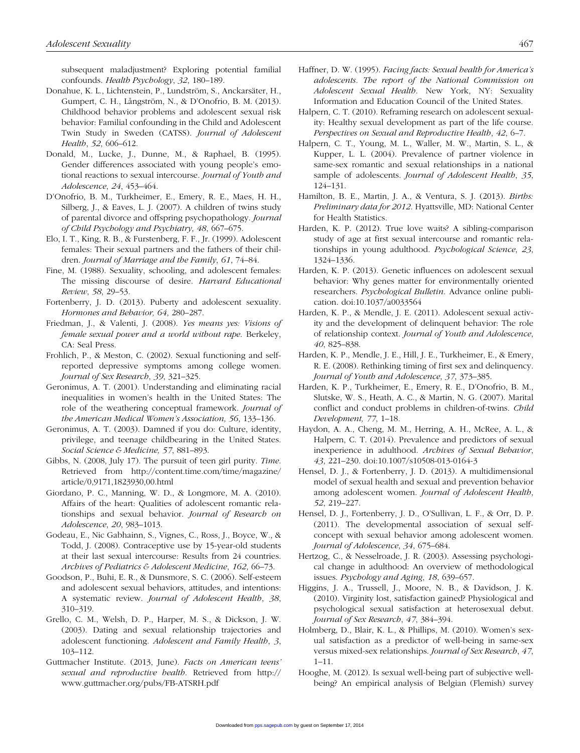subsequent maladjustment? Exploring potential familial confounds. *Health Psychology*, *32*, 180–189.

Donahue, K. L., Lichtenstein, P., Lundström, S., Anckarsäter, H., Gumpert, C. H., Långström, N., & D'Onofrio, B. M. (2013). Childhood behavior problems and adolescent sexual risk behavior: Familial confounding in the Child and Adolescent Twin Study in Sweden (CATSS). *Journal of Adolescent Health*, *52*, 606–612.

Donald, M., Lucke, J., Dunne, M., & Raphael, B. (1995). Gender differences associated with young people's emotional reactions to sexual intercourse. *Journal of Youth and Adolescence*, *24*, 453–464.

D'Onofrio, B. M., Turkheimer, E., Emery, R. E., Maes, H. H., Silberg, J., & Eaves, L. J. (2007). A children of twins study of parental divorce and offspring psychopathology. *Journal of Child Psychology and Psychiatry, 48*, 667–675.

Elo, I. T., King, R. B., & Furstenberg, F. F., Jr. (1999). Adolescent females: Their sexual partners and the fathers of their children. *Journal of Marriage and the Family*, *61*, 74–84.

Fine, M. (1988). Sexuality, schooling, and adolescent females: The missing discourse of desire. *Harvard Educational Review*, *58*, 29–53.

Fortenberry, J. D. (2013). Puberty and adolescent sexuality. *Hormones and Behavior, 64*, 280–287.

Friedman, J., & Valenti, J. (2008). *Yes means yes: Visions of female sexual power and a world without rape.* Berkeley, CA: Seal Press.

Frohlich, P., & Meston, C. (2002). Sexual functioning and self-reported depressive symptoms among college women. *Journal of Sex Research*, *39*, 321–325.

Geronimus, A. T. (2001). Understanding and eliminating racial inequalities in women's health in the United States: The role of the weathering conceptual framework. *Journal of the American Medical Women's Association, 56*, 133–136.

Geronimus, A. T. (2003). Damned if you do: Culture, identity, privilege, and teenage childbearing in the United States. *Social Science & Medicine, 57*, 881–893.

Gibbs, N. (2008, July 17). The pursuit of teen girl purity. *Time.* Retrieved from http://content.time.com/time/magazine/article/0,9171,1823930,00.html

Giordano, P. C., Manning, W. D., & Longmore, M. A. (2010). Affairs of the heart: Qualities of adolescent romantic relationships and sexual behavior. *Journal of Research on Adolescence*, *20*, 983–1013.

Godeau, E., Nic Gabhainn, S., Vignes, C., Ross, J., Boyce, W., & Todd, J. (2008). Contraceptive use by 15-year-old students at their last sexual intercourse: Results from 24 countries. *Archives of Pediatrics & Adolescent Medicine*, *162*, 66–73.

Goodson, P., Buhi, E. R., & Dunsmore, S. C. (2006). Self-esteem and adolescent sexual behaviors, attitudes, and intentions: A systematic review. *Journal of Adolescent Health*, *38*, 310–319.

Grello, C. M., Welsh, D. P., Harper, M. S., & Dickson, J. W. (2003). Dating and sexual relationship trajectories and adolescent functioning. *Adolescent and Family Health*, *3*, 103–112.

Guttmacher Institute. (2013, June). *Facts on American teens' sexual and reproductive health.* Retrieved from http://www.guttmacher.org/pubs/FB-ATSRH.pdf

Haffner, D. W. (1995). *Facing facts: Sexual health for America's adolescents. The report of the National Commission on Adolescent Sexual Health*. New York, NY: Sexuality Information and Education Council of the United States.

Halpern, C. T. (2010). Reframing research on adolescent sexuality: Healthy sexual development as part of the life course. *Perspectives on Sexual and Reproductive Health*, *42*, 6–7.

Halpern, C. T., Young, M. L., Waller, M. W., Martin, S. L., & Kupper, L. L. (2004). Prevalence of partner violence in same-sex romantic and sexual relationships in a national sample of adolescents. *Journal of Adolescent Health*, *35*, 124–131.

Hamilton, B. E., Martin, J. A., & Ventura, S. J. (2013). *Births: Preliminary data for 2012*. Hyattsville, MD: National Center for Health Statistics.

Harden, K. P. (2012). True love waits? A sibling-comparison study of age at first sexual intercourse and romantic relationships in young adulthood. *Psychological Science*, *23*, 1324–1336.

Harden, K. P. (2013). Genetic influences on adolescent sexual behavior: Why genes matter for environmentally oriented researchers. *Psychological Bulletin*. Advance online publication. doi:10.1037/a0033564

Harden, K. P., & Mendle, J. E. (2011). Adolescent sexual activity and the development of delinquent behavior: The role of relationship context. *Journal of Youth and Adolescence*, *40*, 825–838.

Harden, K. P., Mendle, J. E., Hill, J. E., Turkheimer, E., & Emery, R. E. (2008). Rethinking timing of first sex and delinquency. *Journal of Youth and Adolescence*, *37*, 373–385.

Harden, K. P., Turkheimer, E., Emery, R. E., D'Onofrio, B. M., Slutske, W. S., Heath, A. C., & Martin, N. G. (2007). Marital conflict and conduct problems in children-of-twins. *Child Development, 77*, 1–18.

Haydon, A. A., Cheng, M. M., Herring, A. H., McRee, A. L., & Halpern, C. T. (2014). Prevalence and predictors of sexual inexperience in adulthood. *Archives of Sexual Behavior*, *43*, 221–230. doi:10.1007/s10508-013-0164-3

Hensel, D. J., & Fortenberry, J. D. (2013). A multidimensional model of sexual health and sexual and prevention behavior among adolescent women. *Journal of Adolescent Health*, *52*, 219–227.

Hensel, D. J., Fortenberry, J. D., O'Sullivan, L. F., & Orr, D. P. (2011). The developmental association of sexual self-concept with sexual behavior among adolescent women. *Journal of Adolescence*, *34*, 675–684.

Hertzog, C., & Nesselroade, J. R. (2003). Assessing psychological change in adulthood: An overview of methodological issues. *Psychology and Aging*, *18*, 639–657.

Higgins, J. A., Trussell, J., Moore, N. B., & Davidson, J. K. (2010). Virginity lost, satisfaction gained? Physiological and psychological sexual satisfaction at heterosexual debut. *Journal of Sex Research*, *47*, 384–394.

Holmberg, D., Blair, K. L., & Phillips, M. (2010). Women's sexual satisfaction as a predictor of well-being in same-sex versus mixed-sex relationships. *Journal of Sex Research*, *47*, 1–11.

Hooghe, M. (2012). Is sexual well-being part of subjective well-being? An empirical analysis of Belgian (Flemish) survey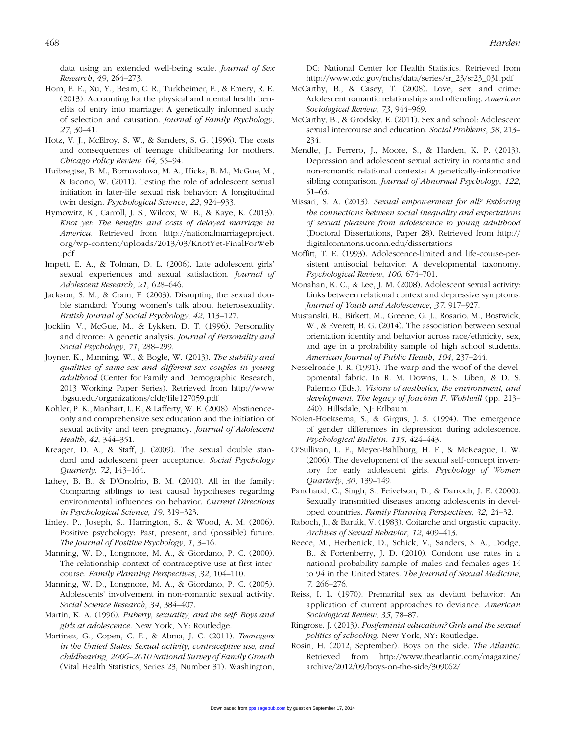data using an extended well-being scale. *Journal of Sex Research*, *49*, 264–273.

Horn, E. E., Xu, Y., Beam, C. R., Turkheimer, E., & Emery, R. E. (2013). Accounting for the physical and mental health benefits of entry into marriage: A genetically informed study of selection and causation. *Journal of Family Psychology*, *27*, 30–41.

Hotz, V. J., McElroy, S. W., & Sanders, S. G. (1996). The costs and consequences of teenage childbearing for mothers. *Chicago Policy Review*, *64*, 55–94.

Huibregtse, B. M., Bornovalova, M. A., Hicks, B. M., McGue, M., & Iacono, W. (2011). Testing the role of adolescent sexual initiation in later-life sexual risk behavior: A longitudinal twin design. *Psychological Science*, *22*, 924–933.

Hymowitz, K., Carroll, J. S., Wilcox, W. B., & Kaye, K. (2013). *Knot yet: The benefits and costs of delayed marriage in America*. Retrieved from http://nationalmarriageproject.org/wp-content/uploads/2013/03/KnotYet-FinalForWeb.pdf

Impett, E. A., & Tolman, D. L. (2006). Late adolescent girls' sexual experiences and sexual satisfaction. *Journal of Adolescent Research*, *21*, 628–646.

Jackson, S. M., & Cram, F. (2003). Disrupting the sexual double standard: Young women's talk about heterosexuality. *British Journal of Social Psychology*, *42*, 113–127.

Jocklin, V., McGue, M., & Lykken, D. T. (1996). Personality and divorce: A genetic analysis. *Journal of Personality and Social Psychology*, *71*, 288–299.

Joyner, K., Manning, W., & Bogle, W. (2013). *The stability and qualities of same-sex and different-sex couples in young adulthood* (Center for Family and Demographic Research, 2013 Working Paper Series). Retrieved from http://www.bgsu.edu/organizations/cfdr/file127059.pdf

Kohler, P. K., Manhart, L. E., & Lafferty, W. E. (2008). Abstinence-only and comprehensive sex education and the initiation of sexual activity and teen pregnancy. *Journal of Adolescent Health*, *42*, 344–351.

Kreager, D. A., & Staff, J. (2009). The sexual double standard and adolescent peer acceptance. *Social Psychology Quarterly*, *72*, 143–164.

Lahey, B. B., & D'Onofrio, B. M. (2010). All in the family: Comparing siblings to test causal hypotheses regarding environmental influences on behavior. *Current Directions in Psychological Science*, *19*, 319–323.

Linley, P., Joseph, S., Harrington, S., & Wood, A. M. (2006). Positive psychology: Past, present, and (possible) future. *The Journal of Positive Psychology*, *1*, 3–16.

Manning, W. D., Longmore, M. A., & Giordano, P. C. (2000). The relationship context of contraceptive use at first intercourse. *Family Planning Perspectives*, *32*, 104–110.

Manning, W. D., Longmore, M. A., & Giordano, P. C. (2005). Adolescents' involvement in non-romantic sexual activity. *Social Science Research*, *34*, 384–407.

Martin, K. A. (1996). *Puberty, sexuality, and the self: Boys and girls at adolescence*. New York, NY: Routledge.

Martinez, G., Copen, C. E., & Abma, J. C. (2011). *Teenagers in the United States: Sexual activity, contraceptive use, and childbearing, 2006–2010 National Survey of Family Growth* (Vital Health Statistics, Series 23, Number 31). Washington, DC: National Center for Health Statistics. Retrieved from http://www.cdc.gov/nchs/data/series/sr_23/sr23_031.pdf

McCarthy, B., & Casey, T. (2008). Love, sex, and crime: Adolescent romantic relationships and offending. *American Sociological Review*, *73*, 944–969.

McCarthy, B., & Grodsky, E. (2011). Sex and school: Adolescent sexual intercourse and education. *Social Problems*, *58*, 213–234.

Mendle, J., Ferrero, J., Moore, S., & Harden, K. P. (2013). Depression and adolescent sexual activity in romantic and non-romantic relational contexts: A genetically-informative sibling comparison. *Journal of Abnormal Psychology*, *122*, 51–63.

Missari, S. A. (2013). *Sexual empowerment for all? Exploring the connections between social inequality and expectations of sexual pleasure from adolescence to young adulthood* (Doctoral Dissertations, Paper 28). Retrieved from http://digitalcommons.uconn.edu/dissertations

Moffitt, T. E. (1993). Adolescence-limited and life-course-persistent antisocial behavior: A developmental taxonomy. *Psychological Review*, *100*, 674–701.

Monahan, K. C., & Lee, J. M. (2008). Adolescent sexual activity: Links between relational context and depressive symptoms. *Journal of Youth and Adolescence*, *37*, 917–927.

Mustanski, B., Birkett, M., Greene, G. J., Rosario, M., Bostwick, W., & Everett, B. G. (2014). The association between sexual orientation identity and behavior across race/ethnicity, sex, and age in a probability sample of high school students. *American Journal of Public Health*, *104*, 237–244.

Nesselroade J. R. (1991). The warp and the woof of the developmental fabric. In R. M. Downs, L. S. Liben, & D. S. Palermo (Eds.), *Visions of aesthetics, the environment, and development: The legacy of Joachim F. Wohlwill* (pp. 213–240). Hillsdale, NJ: Erlbaum.

Nolen-Hoeksema, S., & Girgus, J. S. (1994). The emergence of gender differences in depression during adolescence. *Psychological Bulletin*, *115*, 424–443.

O'Sullivan, L. F., Meyer-Bahlburg, H. F., & McKeague, I. W. (2006). The development of the sexual self-concept inventory for early adolescent girls. *Psychology of Women Quarterly*, *30*, 139–149.

Panchaud, C., Singh, S., Feivelson, D., & Darroch, J. E. (2000). Sexually transmitted diseases among adolescents in developed countries. *Family Planning Perspectives*, *32*, 24–32.

Raboch, J., & Barták, V. (1983). Coitarche and orgastic capacity. *Archives of Sexual Behavior*, *12*, 409–413.

Reece, M., Herbenick, D., Schick, V., Sanders, S. A., Dodge, B., & Fortenberry, J. D. (2010). Condom use rates in a national probability sample of males and females ages 14 to 94 in the United States. *The Journal of Sexual Medicine*, *7*, 266–276.

Reiss, I. L. (1970). Premarital sex as deviant behavior: An application of current approaches to deviance. *American Sociological Review*, *35*, 78–87.

Ringrose, J. (2013). *Postfeminist education? Girls and the sexual politics of schooling*. New York, NY: Routledge.

Rosin, H. (2012, September). Boys on the side. *The Atlantic*. Retrieved from http://www.theatlantic.com/magazine/archive/2012/09/boys-on-the-side/309062/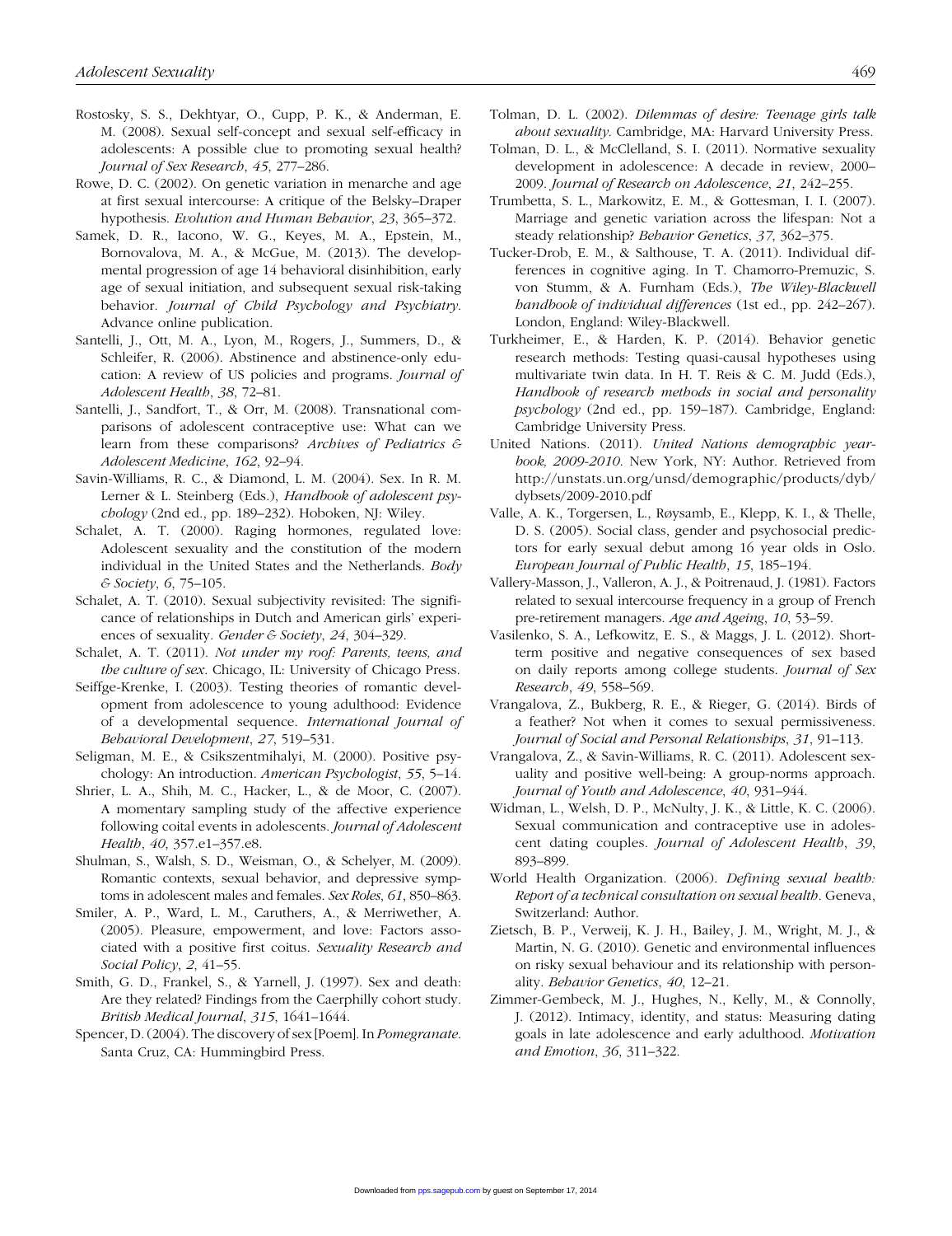Rostosky, S. S., Dekhtyar, O., Cupp, P. K., & Anderman, E. M. (2008). Sexual self-concept and sexual self-efficacy in adolescents: A possible clue to promoting sexual health? *Journal of Sex Research*, *45*, 277–286.

Rowe, D. C. (2002). On genetic variation in menarche and age at first sexual intercourse: A critique of the Belsky–Draper hypothesis. *Evolution and Human Behavior*, *23*, 365–372.

Samek, D. R., Iacono, W. G., Keyes, M. A., Epstein, M., Bornovalova, M. A., & McGue, M. (2013). The developmental progression of age 14 behavioral disinhibition, early age of sexual initiation, and subsequent sexual risk-taking behavior. *Journal of Child Psychology and Psychiatry*. Advance online publication.

Santelli, J., Ott, M. A., Lyon, M., Rogers, J., Summers, D., & Schleifer, R. (2006). Abstinence and abstinence-only education: A review of US policies and programs. *Journal of Adolescent Health*, *38*, 72–81.

Santelli, J., Sandfort, T., & Orr, M. (2008). Transnational comparisons of adolescent contraceptive use: What can we learn from these comparisons? *Archives of Pediatrics & Adolescent Medicine*, *162*, 92–94.

Savin-Williams, R. C., & Diamond, L. M. (2004). Sex. In R. M. Lerner & L. Steinberg (Eds.), *Handbook of adolescent psychology* (2nd ed., pp. 189–232). Hoboken, NJ: Wiley.

Schalet, A. T. (2000). Raging hormones, regulated love: Adolescent sexuality and the constitution of the modern individual in the United States and the Netherlands. *Body & Society*, *6*, 75–105.

Schalet, A. T. (2010). Sexual subjectivity revisited: The significance of relationships in Dutch and American girls' experiences of sexuality. *Gender & Society*, *24*, 304–329.

Schalet, A. T. (2011). *Not under my roof: Parents, teens, and the culture of sex*. Chicago, IL: University of Chicago Press.

Seiffge-Krenke, I. (2003). Testing theories of romantic development from adolescence to young adulthood: Evidence of a developmental sequence. *International Journal of Behavioral Development*, *27*, 519–531.

Seligman, M. E., & Csikszentmihalyi, M. (2000). Positive psychology: An introduction. *American Psychologist*, *55*, 5–14.

Shrier, L. A., Shih, M. C., Hacker, L., & de Moor, C. (2007). A momentary sampling study of the affective experience following coital events in adolescents. *Journal of Adolescent Health*, *40*, 357.e1–357.e8.

Shulman, S., Walsh, S. D., Weisman, O., & Schelyer, M. (2009). Romantic contexts, sexual behavior, and depressive symptoms in adolescent males and females. *Sex Roles*, *61*, 850–863.

Smiler, A. P., Ward, L. M., Caruthers, A., & Merriwether, A. (2005). Pleasure, empowerment, and love: Factors associated with a positive first coitus. *Sexuality Research and Social Policy*, *2*, 41–55.

Smith, G. D., Frankel, S., & Yarnell, J. (1997). Sex and death: Are they related? Findings from the Caerphilly cohort study. *British Medical Journal*, *315*, 1641–1644.

Spencer, D. (2004). The discovery of sex [Poem]. In *Pomegranate*. Santa Cruz, CA: Hummingbird Press.

Tolman, D. L. (2002). *Dilemmas of desire: Teenage girls talk about sexuality*. Cambridge, MA: Harvard University Press.

Tolman, D. L., & McClelland, S. I. (2011). Normative sexuality development in adolescence: A decade in review, 2000–2009. *Journal of Research on Adolescence*, *21*, 242–255.

Trumbetta, S. L., Markowitz, E. M., & Gottesman, I. I. (2007). Marriage and genetic variation across the lifespan: Not a steady relationship? *Behavior Genetics*, *37*, 362–375.

Tucker-Drob, E. M., & Salthouse, T. A. (2011). Individual differences in cognitive aging. In T. Chamorro-Premuzic, S. von Stumm, & A. Furnham (Eds.), *The Wiley-Blackwell handbook of individual differences* (1st ed., pp. 242–267). London, England: Wiley-Blackwell.

Turkheimer, E., & Harden, K. P. (2014). Behavior genetic research methods: Testing quasi-causal hypotheses using multivariate twin data. In H. T. Reis & C. M. Judd (Eds.), *Handbook of research methods in social and personality psychology* (2nd ed., pp. 159–187). Cambridge, England: Cambridge University Press.

United Nations. (2011). *United Nations demographic yearbook, 2009-2010*. New York, NY: Author. Retrieved from http://unstats.un.org/unsd/demographic/products/dyb/dybsets/2009-2010.pdf

Valle, A. K., Torgersen, L., Røysamb, E., Klepp, K. I., & Thelle, D. S. (2005). Social class, gender and psychosocial predictors for early sexual debut among 16 year olds in Oslo. *European Journal of Public Health*, *15*, 185–194.

Vallery-Masson, J., Valleron, A. J., & Poitrenaud, J. (1981). Factors related to sexual intercourse frequency in a group of French pre-retirement managers. *Age and Ageing*, *10*, 53–59.

Vasilenko, S. A., Lefkowitz, E. S., & Maggs, J. L. (2012). Short-term positive and negative consequences of sex based on daily reports among college students. *Journal of Sex Research*, *49*, 558–569.

Vrangalova, Z., Bukberg, R. E., & Rieger, G. (2014). Birds of a feather? Not when it comes to sexual permissiveness. *Journal of Social and Personal Relationships*, *31*, 91–113.

Vrangalova, Z., & Savin-Williams, R. C. (2011). Adolescent sexuality and positive well-being: A group-norms approach. *Journal of Youth and Adolescence*, *40*, 931–944.

Widman, L., Welsh, D. P., McNulty, J. K., & Little, K. C. (2006). Sexual communication and contraceptive use in adolescent dating couples. *Journal of Adolescent Health*, *39*, 893–899.

World Health Organization. (2006). *Defining sexual health: Report of a technical consultation on sexual health*. Geneva, Switzerland: Author.

Zietsch, B. P., Verweij, K. J. H., Bailey, J. M., Wright, M. J., & Martin, N. G. (2010). Genetic and environmental influences on risky sexual behaviour and its relationship with personality. *Behavior Genetics*, *40*, 12–21.

Zimmer-Gembeck, M. J., Hughes, N., Kelly, M., & Connolly, J. (2012). Intimacy, identity, and status: Measuring dating goals in late adolescence and early adulthood. *Motivation and Emotion*, *36*, 311–322.